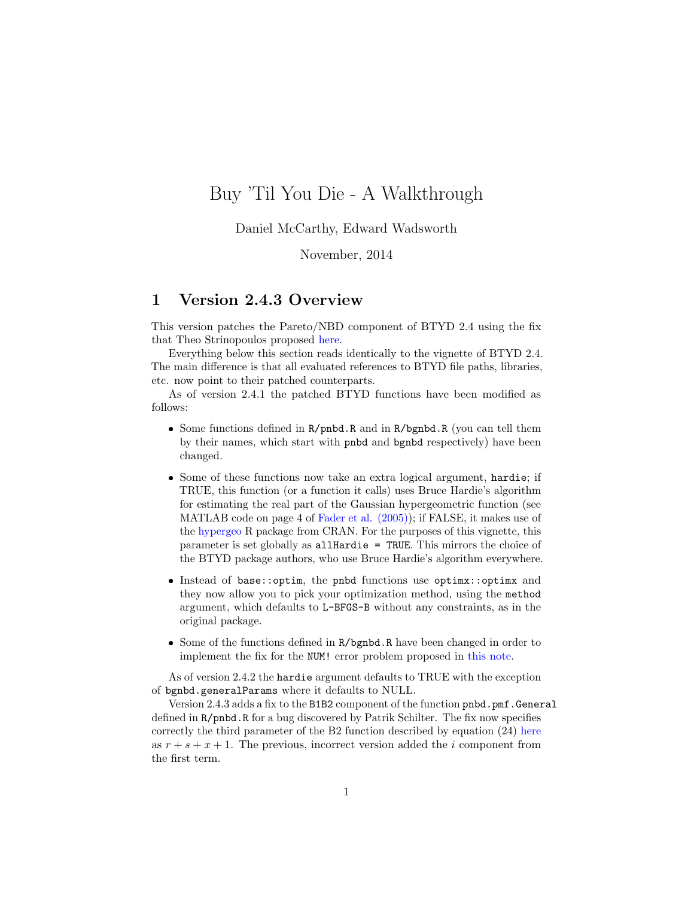# Buy 'Til You Die - A Walkthrough

Daniel McCarthy, Edward Wadsworth

November, 2014

## 1 Version 2.4.3 Overview

This version patches the Pareto/NBD component of BTYD 2.4 using the fix that Theo Strinopoulos proposed here.

Everything below this section reads identically to the vignette of BTYD 2.4. The main difference is that all evaluated references to BTYD file paths, libraries, etc. now point to their patched counterparts.

As of version 2.4.1 the patched BTYD functions have been modified as follows:

- Some functions defined in `R/pnbd.R` and in `R/bgnbd.R` (you can tell them by their names, which start with `pnbd` and `bgnbd` respectively) have been changed.
- Some of these functions now take an extra logical argument, `hardie`; if TRUE, this function (or a function it calls) uses Bruce Hardie's algorithm for estimating the real part of the Gaussian hypergeometric function (see MATLAB code on page 4 of Fader et al. (2005)); if FALSE, it makes use of the hypergeo R package from CRAN. For the purposes of this vignette, this parameter is set globally as `allHardie = TRUE`. This mirrors the choice of the BTYD package authors, who use Bruce Hardie's algorithm everywhere.
- Instead of `base::optim`, the `pnbd` functions use `optimx::optimx` and they now allow you to pick your optimization method, using the `method` argument, which defaults to `L-BFGS-B` without any constraints, as in the original package.
- Some of the functions defined in `R/bgnbd.R` have been changed in order to implement the fix for the `NUM!` error problem proposed in this note.

As of version 2.4.2 the `hardie` argument defaults to TRUE with the exception of `bgnbd.generalParams` where it defaults to NULL.

Version 2.4.3 adds a fix to the `B1B2` component of the function `pnbd.pmf.General` defined in `R/pnbd.R` for a bug discovered by Patrik Schilter. The fix now specifies correctly the third parameter of the B2 function described by equation (24) here as $r + s + x + 1$. The previous, incorrect version added the $i$ component from the first term.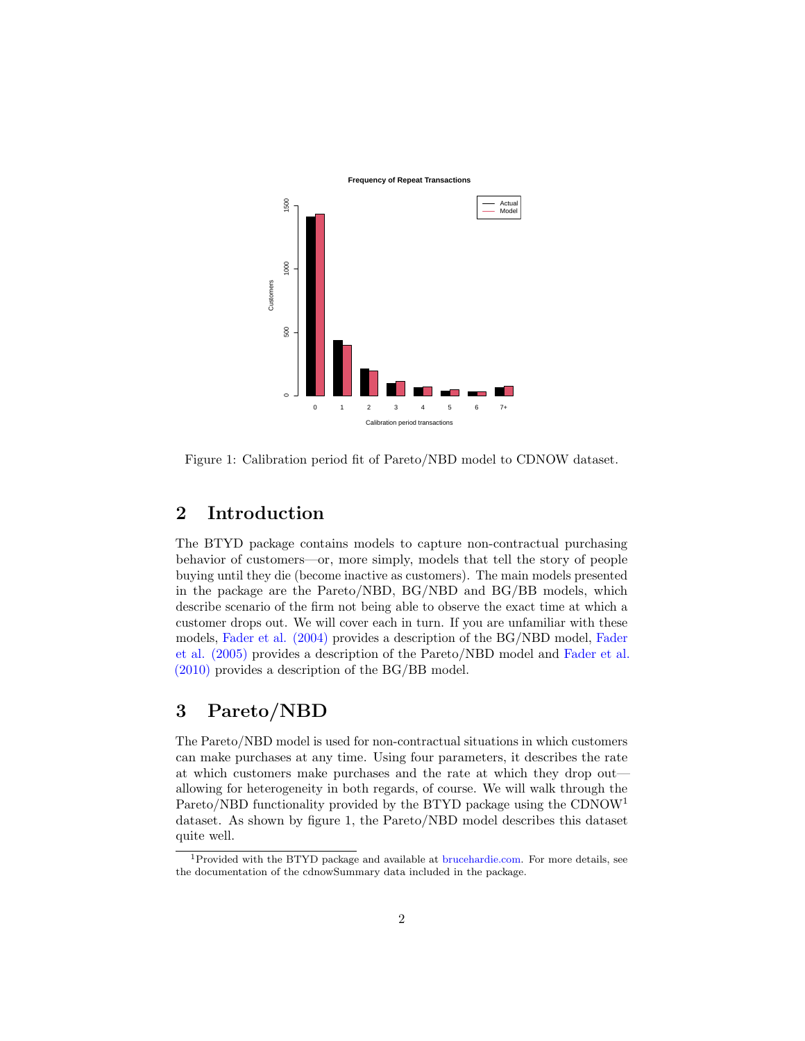Frequency of Repeat Transactions

Actual
Model

1500
1000
500
0

Customers

0 1 2 3 4 5 6 7+

Calibration period transactions

Figure 1: Calibration period fit of Pareto/NBD model to CDNOW dataset.

## 2 Introduction

The BTYD package contains models to capture non-contractual purchasing behavior of customers—or, more simply, models that tell the story of people buying until they die (become inactive as customers). The main models presented in the package are the Pareto/NBD, BG/NBD and BG/BB models, which describe scenario of the firm not being able to observe the exact time at which a customer drops out. We will cover each in turn. If you are unfamiliar with these models, Fader et al. (2004) provides a description of the BG/NBD model, Fader et al. (2005) provides a description of the Pareto/NBD model and Fader et al. (2010) provides a description of the BG/BB model.

## 3 Pareto/NBD

The Pareto/NBD model is used for non-contractual situations in which customers can make purchases at any time. Using four parameters, it describes the rate at which customers make purchases and the rate at which they drop out—allowing for heterogeneity in both regards, of course. We will walk through the Pareto/NBD functionality provided by the BTYD package using the CDNOW[1] dataset. As shown by figure 1, the Pareto/NBD model describes this dataset quite well.

[1] Provided with the BTYD package and available at brucehardie.com. For more details, see the documentation of the cdnowSummary data included in the package.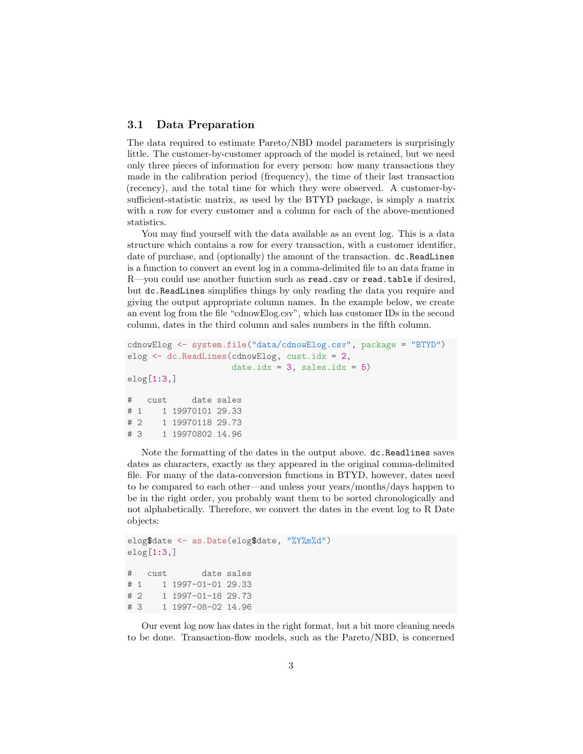### 3.1 Data Preparation

The data required to estimate Pareto/NBD model parameters is surprisingly little. The customer-by-customer approach of the model is retained, but we need only three pieces of information for every person: how many transactions they made in the calibration period (frequency), the time of their last transaction (recency), and the total time for which they were observed. A customer-by-sufficient-statistic matrix, as used by the BTYD package, is simply a matrix with a row for every customer and a column for each of the above-mentioned statistics.

You may find yourself with the data available as an event log. This is a data structure which contains a row for every transaction, with a customer identifier, date of purchase, and (optionally) the amount of the transaction. `dc.ReadLines` is a function to convert an event log in a comma-delimited file to an data frame in R—you could use another function such as `read.csv` or `read.table` if desired, but `dc.ReadLines` simplifies things by only reading the data you require and giving the output appropriate column names. In the example below, we create an event log from the file "cdnowElog.csv", which has customer IDs in the second column, dates in the third column and sales numbers in the fifth column.

```
cdnowElog <- system.file("data/cdnowElog.csv", package = "BTYD")
elog <- dc.ReadLines(cdnowElog, cust.idx = 2,
                     date.idx = 3, sales.idx = 5)
elog[1:3,]

#   cust     date sales
# 1    1 19970101 29.33
# 2    1 19970118 29.73
# 3    1 19970802 14.96
```

Note the formatting of the dates in the output above. `dc.Readlines` saves dates as characters, exactly as they appeared in the original comma-delimited file. For many of the data-conversion functions in BTYD, however, dates need to be compared to each other—and unless your years/months/days happen to be in the right order, you probably want them to be sorted chronologically and not alphabetically. Therefore, we convert the dates in the event log to R Date objects:

```
elog$date <- as.Date(elog$date, "%Y%m%d")
elog[1:3,]

#   cust       date sales
# 1    1 1997-01-01 29.33
# 2    1 1997-01-18 29.73
# 3    1 1997-08-02 14.96
```

Our event log now has dates in the right format, but a bit more cleaning needs to be done. Transaction-flow models, such as the Pareto/NBD, is concerned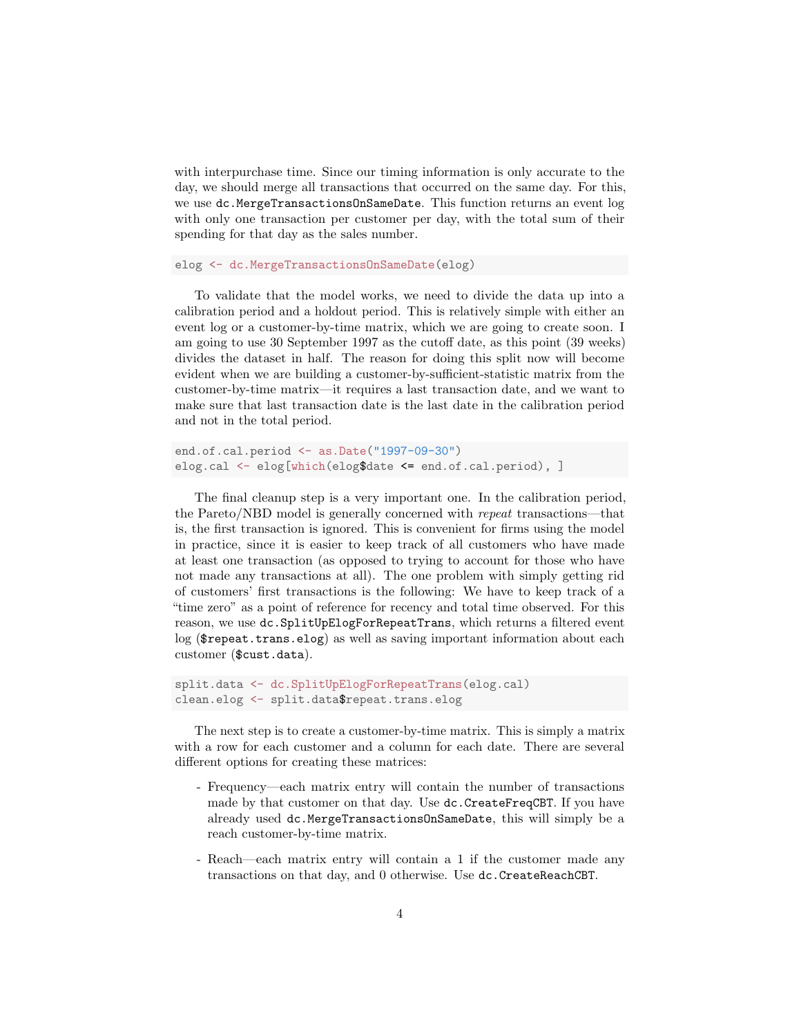with interpurchase time. Since our timing information is only accurate to the day, we should merge all transactions that occurred on the same day. For this, we use `dc.MergeTransactionsOnSameDate`. This function returns an event log with only one transaction per customer per day, with the total sum of their spending for that day as the sales number.

```
elog <- dc.MergeTransactionsOnSameDate(elog)
```

To validate that the model works, we need to divide the data up into a calibration period and a holdout period. This is relatively simple with either an event log or a customer-by-time matrix, which we are going to create soon. I am going to use 30 September 1997 as the cutoff date, as this point (39 weeks) divides the dataset in half. The reason for doing this split now will become evident when we are building a customer-by-sufficient-statistic matrix from the customer-by-time matrix—it requires a last transaction date, and we want to make sure that last transaction date is the last date in the calibration period and not in the total period.

```
end.of.cal.period <- as.Date("1997-09-30")
elog.cal <- elog[which(elog$date <= end.of.cal.period), ]
```

The final cleanup step is a very important one. In the calibration period, the Pareto/NBD model is generally concerned with *repeat* transactions—that is, the first transaction is ignored. This is convenient for firms using the model in practice, since it is easier to keep track of all customers who have made at least one transaction (as opposed to trying to account for those who have not made any transactions at all). The one problem with simply getting rid of customers' first transactions is the following: We have to keep track of a "time zero" as a point of reference for recency and total time observed. For this reason, we use `dc.SplitUpElogForRepeatTrans`, which returns a filtered event log (`$repeat.trans.elog`) as well as saving important information about each customer (`$cust.data`).

```
split.data <- dc.SplitUpElogForRepeatTrans(elog.cal)
clean.elog <- split.data$repeat.trans.elog
```

The next step is to create a customer-by-time matrix. This is simply a matrix with a row for each customer and a column for each date. There are several different options for creating these matrices:

- Frequency—each matrix entry will contain the number of transactions made by that customer on that day. Use `dc.CreateFreqCBT`. If you have already used `dc.MergeTransactionsOnSameDate`, this will simply be a reach customer-by-time matrix.
- Reach—each matrix entry will contain a 1 if the customer made any transactions on that day, and 0 otherwise. Use `dc.CreateReachCBT`.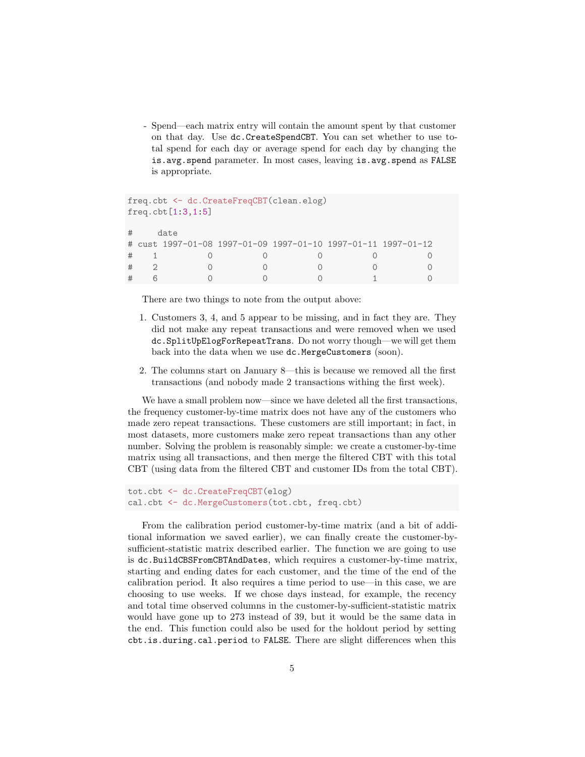- Spend—each matrix entry will contain the amount spent by that customer on that day. Use `dc.CreateSpendCBT`. You can set whether to use total spend for each day or average spend for each day by changing the `is.avg.spend` parameter. In most cases, leaving `is.avg.spend` as `FALSE` is appropriate.

```
freq.cbt <- dc.CreateFreqCBT(clean.elog)
freq.cbt[1:3,1:5]

#     date
# cust 1997-01-08 1997-01-09 1997-01-10 1997-01-11 1997-01-12
#    1          0          0          0          0          0
#    2          0          0          0          0          0
#    6          0          0          0          1          0
```

There are two things to note from the output above:

1. Customers 3, 4, and 5 appear to be missing, and in fact they are. They did not make any repeat transactions and were removed when we used `dc.SplitUpElogForRepeatTrans`. Do not worry though—we will get them back into the data when we use `dc.MergeCustomers` (soon).

2. The columns start on January 8—this is because we removed all the first transactions (and nobody made 2 transactions withing the first week).

We have a small problem now—since we have deleted all the first transactions, the frequency customer-by-time matrix does not have any of the customers who made zero repeat transactions. These customers are still important; in fact, in most datasets, more customers make zero repeat transactions than any other number. Solving the problem is reasonably simple: we create a customer-by-time matrix using all transactions, and then merge the filtered CBT with this total CBT (using data from the filtered CBT and customer IDs from the total CBT).

```
tot.cbt <- dc.CreateFreqCBT(elog)
cal.cbt <- dc.MergeCustomers(tot.cbt, freq.cbt)
```

From the calibration period customer-by-time matrix (and a bit of additional information we saved earlier), we can finally create the customer-by-sufficient-statistic matrix described earlier. The function we are going to use is `dc.BuildCBSFromCBTAndDates`, which requires a customer-by-time matrix, starting and ending dates for each customer, and the time of the end of the calibration period. It also requires a time period to use—in this case, we are choosing to use weeks. If we chose days instead, for example, the recency and total time observed columns in the customer-by-sufficient-statistic matrix would have gone up to 273 instead of 39, but it would be the same data in the end. This function could also be used for the holdout period by setting `cbt.is.during.cal.period` to `FALSE`. There are slight differences when this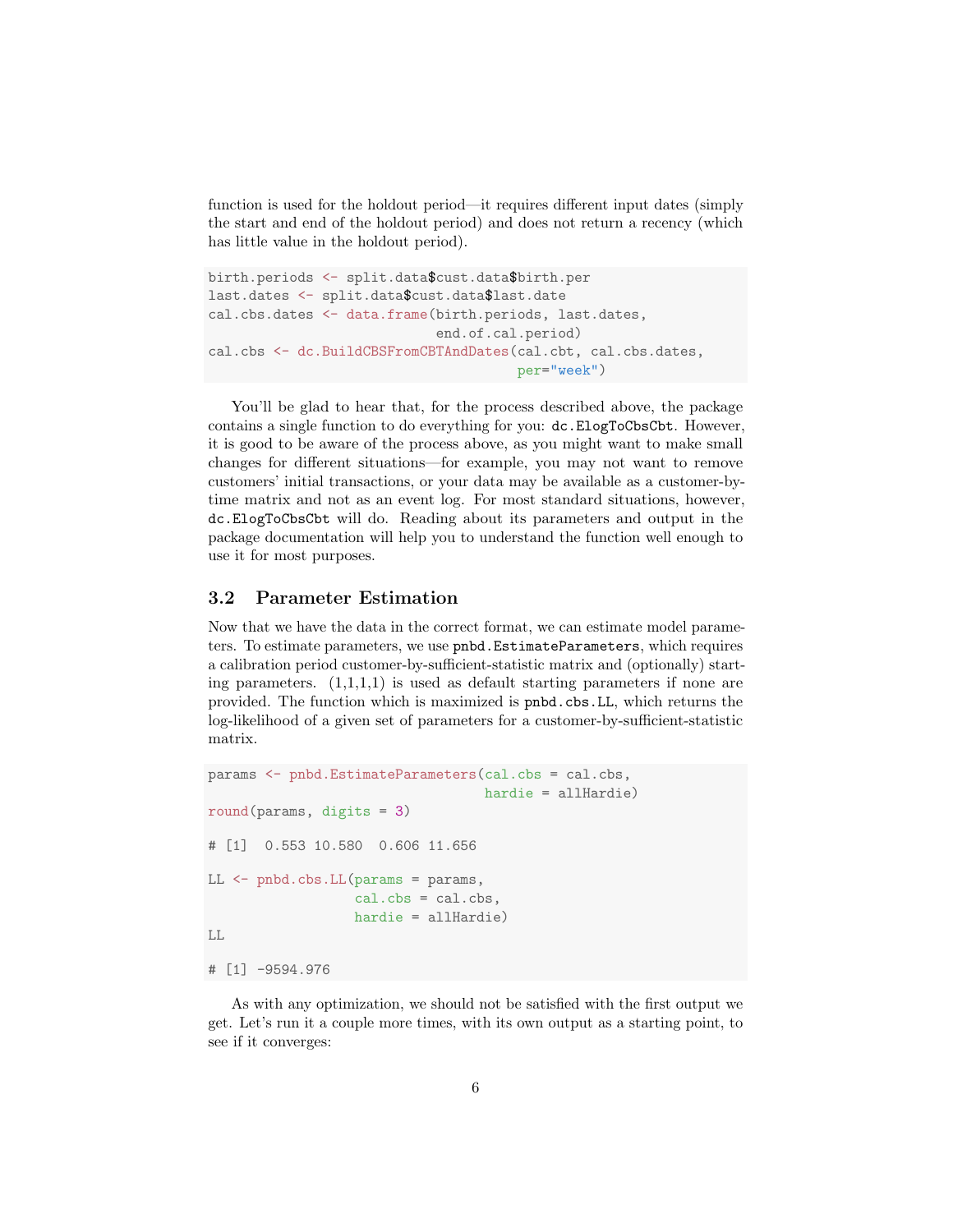function is used for the holdout period—it requires different input dates (simply the start and end of the holdout period) and does not return a recency (which has little value in the holdout period).

```
birth.periods <- split.data$cust.data$birth.per
last.dates <- split.data$cust.data$last.date
cal.cbs.dates <- data.frame(birth.periods, last.dates,
                            end.of.cal.period)
cal.cbs <- dc.BuildCBSFromCBTAndDates(cal.cbt, cal.cbs.dates,
                                      per="week")
```

You'll be glad to hear that, for the process described above, the package contains a single function to do everything for you: `dc.ElogToCbsCbt`. However, it is good to be aware of the process above, as you might want to make small changes for different situations—for example, you may not want to remove customers' initial transactions, or your data may be available as a customer-by-time matrix and not as an event log. For most standard situations, however, `dc.ElogToCbsCbt` will do. Reading about its parameters and output in the package documentation will help you to understand the function well enough to use it for most purposes.

## 3.2 Parameter Estimation

Now that we have the data in the correct format, we can estimate model parameters. To estimate parameters, we use `pnbd.EstimateParameters`, which requires a calibration period customer-by-sufficient-statistic matrix and (optionally) starting parameters. (1,1,1,1) is used as default starting parameters if none are provided. The function which is maximized is `pnbd.cbs.LL`, which returns the log-likelihood of a given set of parameters for a customer-by-sufficient-statistic matrix.

```
params <- pnbd.EstimateParameters(cal.cbs = cal.cbs,
                                  hardie = allHardie)
round(params, digits = 3)

# [1]  0.553 10.580  0.606 11.656

LL <- pnbd.cbs.LL(params = params,
                  cal.cbs = cal.cbs,
                  hardie = allHardie)
LL

# [1] -9594.976
```

As with any optimization, we should not be satisfied with the first output we get. Let's run it a couple more times, with its own output as a starting point, to see if it converges: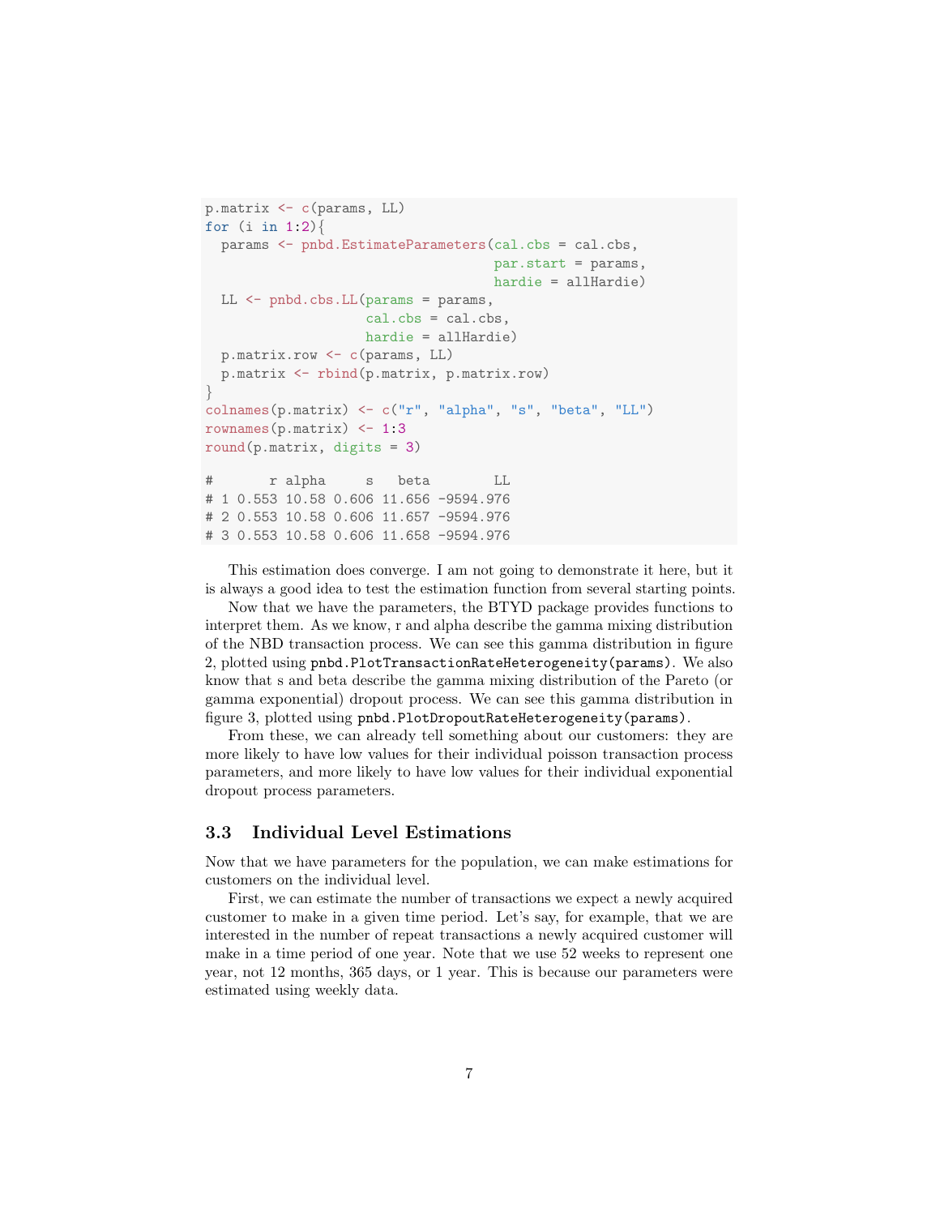```
p.matrix <- c(params, LL)
for (i in 1:2){
  params <- pnbd.EstimateParameters(cal.cbs = cal.cbs,
                                    par.start = params,
                                    hardie = allHardie)
  LL <- pnbd.cbs.LL(params = params,
                    cal.cbs = cal.cbs,
                    hardie = allHardie)
  p.matrix.row <- c(params, LL)
  p.matrix <- rbind(p.matrix, p.matrix.row)
}
colnames(p.matrix) <- c("r", "alpha", "s", "beta", "LL")
rownames(p.matrix) <- 1:3
round(p.matrix, digits = 3)

#       r alpha     s   beta        LL
# 1 0.553 10.58 0.606 11.656 -9594.976
# 2 0.553 10.58 0.606 11.657 -9594.976
# 3 0.553 10.58 0.606 11.658 -9594.976
```

This estimation does converge. I am not going to demonstrate it here, but it is always a good idea to test the estimation function from several starting points.

Now that we have the parameters, the BTYD package provides functions to interpret them. As we know, r and alpha describe the gamma mixing distribution of the NBD transaction process. We can see this gamma distribution in figure 2, plotted using `pnbd.PlotTransactionRateHeterogeneity(params)`. We also know that s and beta describe the gamma mixing distribution of the Pareto (or gamma exponential) dropout process. We can see this gamma distribution in figure 3, plotted using `pnbd.PlotDropoutRateHeterogeneity(params)`.

From these, we can already tell something about our customers: they are more likely to have low values for their individual poisson transaction process parameters, and more likely to have low values for their individual exponential dropout process parameters.

### 3.3 Individual Level Estimations

Now that we have parameters for the population, we can make estimations for customers on the individual level.

First, we can estimate the number of transactions we expect a newly acquired customer to make in a given time period. Let's say, for example, that we are interested in the number of repeat transactions a newly acquired customer will make in a time period of one year. Note that we use 52 weeks to represent one year, not 12 months, 365 days, or 1 year. This is because our parameters were estimated using weekly data.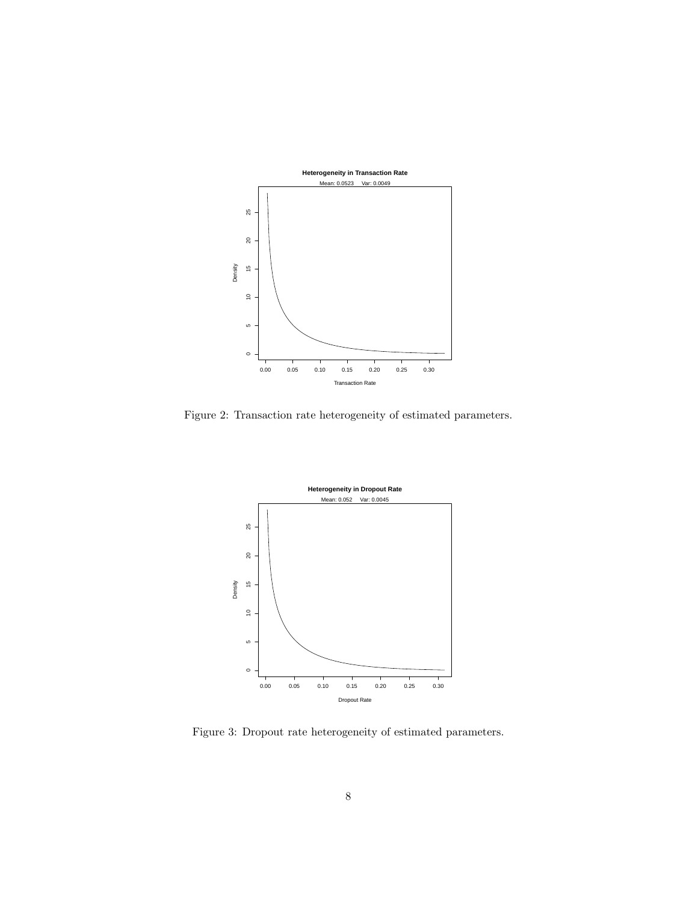Heterogeneity in Transaction Rate

Mean: 0.0523 Var: 0.0049

Density

Transaction Rate

0 5 10 15 20 25

0.00 0.05 0.10 0.15 0.20 0.25 0.30

Figure 2: Transaction rate heterogeneity of estimated parameters.

Heterogeneity in Dropout Rate

Mean: 0.052 Var: 0.0045

Density

Dropout Rate

0 5 10 15 20 25

0.00 0.05 0.10 0.15 0.20 0.25 0.30

Figure 3: Dropout rate heterogeneity of estimated parameters.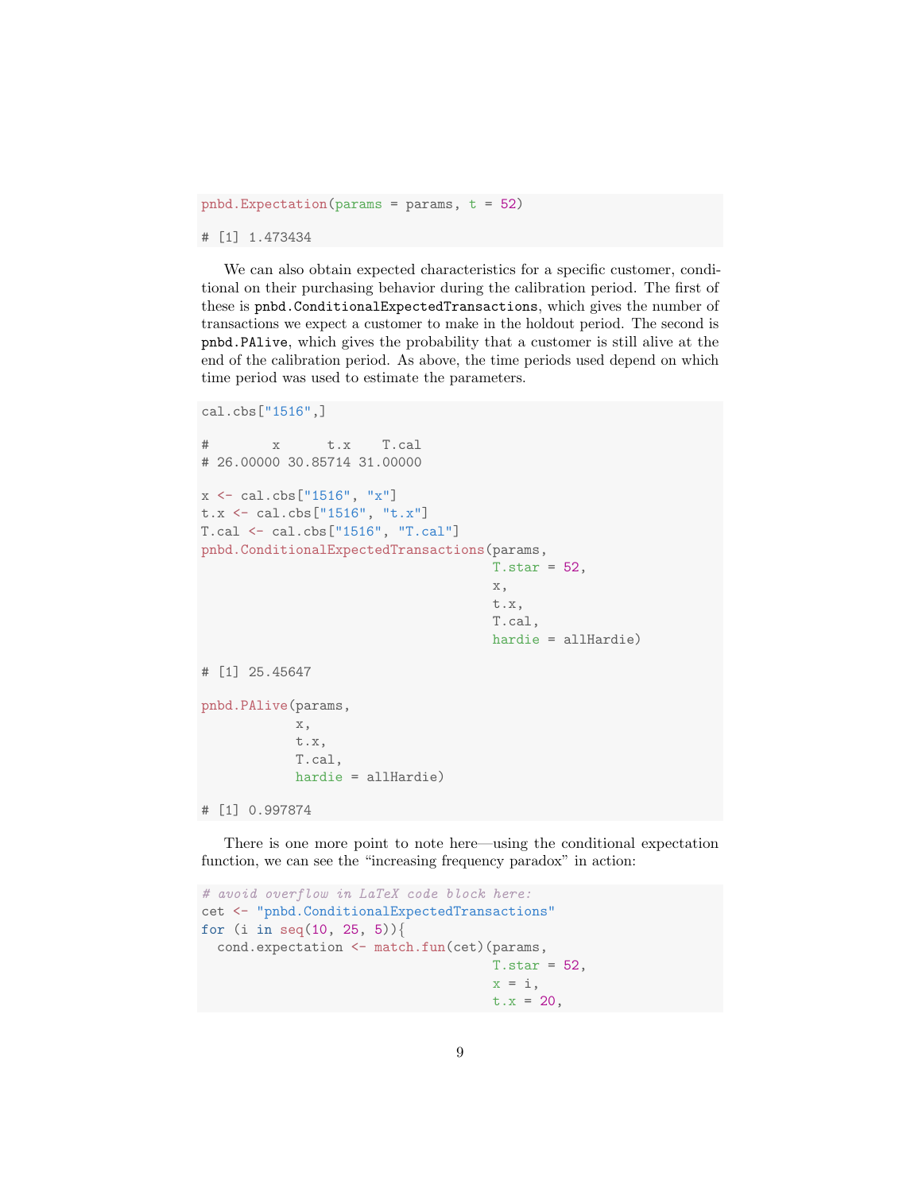```r
pnbd.Expectation(params = params, t = 52)

# [1] 1.473434
```

We can also obtain expected characteristics for a specific customer, conditional on their purchasing behavior during the calibration period. The first of these is `pnbd.ConditionalExpectedTransactions`, which gives the number of transactions we expect a customer to make in the holdout period. The second is `pnbd.PAlive`, which gives the probability that a customer is still alive at the end of the calibration period. As above, the time periods used depend on which time period was used to estimate the parameters.

```r
cal.cbs["1516",]

#        x      t.x    T.cal
# 26.00000 30.85714 31.00000

x <- cal.cbs["1516", "x"]
t.x <- cal.cbs["1516", "t.x"]
T.cal <- cal.cbs["1516", "T.cal"]
pnbd.ConditionalExpectedTransactions(params,
                                     T.star = 52,
                                     x,
                                     t.x,
                                     T.cal,
                                     hardie = allHardie)

# [1] 25.45647

pnbd.PAlive(params,
            x,
            t.x,
            T.cal,
            hardie = allHardie)

# [1] 0.997874
```

There is one more point to note here—using the conditional expectation function, we can see the "increasing frequency paradox" in action:

```r
# avoid overflow in LaTeX code block here:
cet <- "pnbd.ConditionalExpectedTransactions"
for (i in seq(10, 25, 5)){
  cond.expectation <- match.fun(cet)(params,
                                     T.star = 52,
                                     x = i,
                                     t.x = 20,
```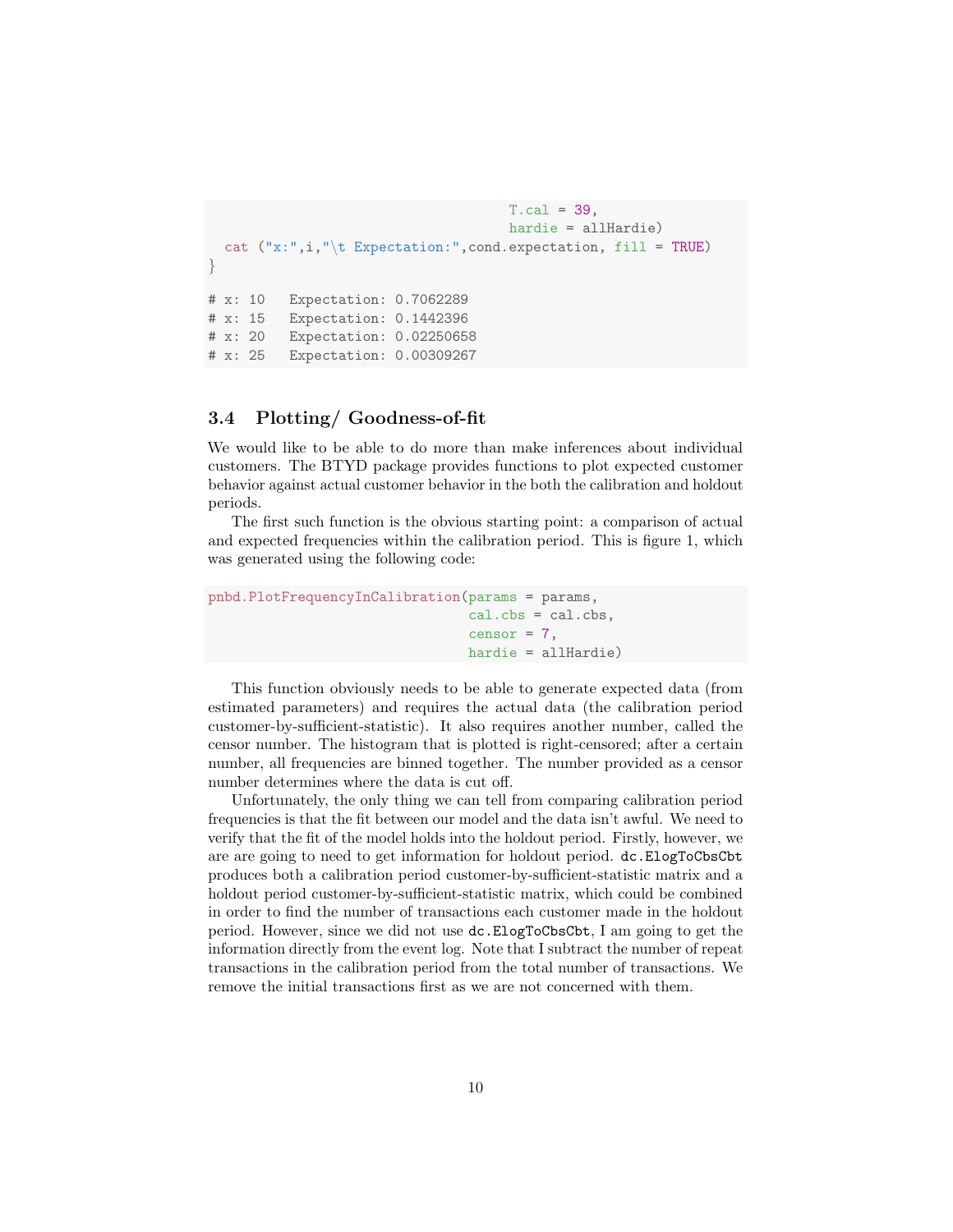```
                                        T.cal = 39,
                                        hardie = allHardie)
  cat ("x:",i,"\t Expectation:",cond.expectation, fill = TRUE)
}

# x: 10   Expectation: 0.7062289
# x: 15   Expectation: 0.1442396
# x: 20   Expectation: 0.02250658
# x: 25   Expectation: 0.00309267
```

### 3.4 Plotting/ Goodness-of-fit

We would like to be able to do more than make inferences about individual customers. The BTYD package provides functions to plot expected customer behavior against actual customer behavior in the both the calibration and holdout periods.

The first such function is the obvious starting point: a comparison of actual and expected frequencies within the calibration period. This is figure 1, which was generated using the following code:

```
pnbd.PlotFrequencyInCalibration(params = params,
                                cal.cbs = cal.cbs,
                                censor = 7,
                                hardie = allHardie)
```

This function obviously needs to be able to generate expected data (from estimated parameters) and requires the actual data (the calibration period customer-by-sufficient-statistic). It also requires another number, called the censor number. The histogram that is plotted is right-censored; after a certain number, all frequencies are binned together. The number provided as a censor number determines where the data is cut off.

Unfortunately, the only thing we can tell from comparing calibration period frequencies is that the fit between our model and the data isn't awful. We need to verify that the fit of the model holds into the holdout period. Firstly, however, we are are going to need to get information for holdout period. `dc.ElogToCbsCbt` produces both a calibration period customer-by-sufficient-statistic matrix and a holdout period customer-by-sufficient-statistic matrix, which could be combined in order to find the number of transactions each customer made in the holdout period. However, since we did not use `dc.ElogToCbsCbt`, I am going to get the information directly from the event log. Note that I subtract the number of repeat transactions in the calibration period from the total number of transactions. We remove the initial transactions first as we are not concerned with them.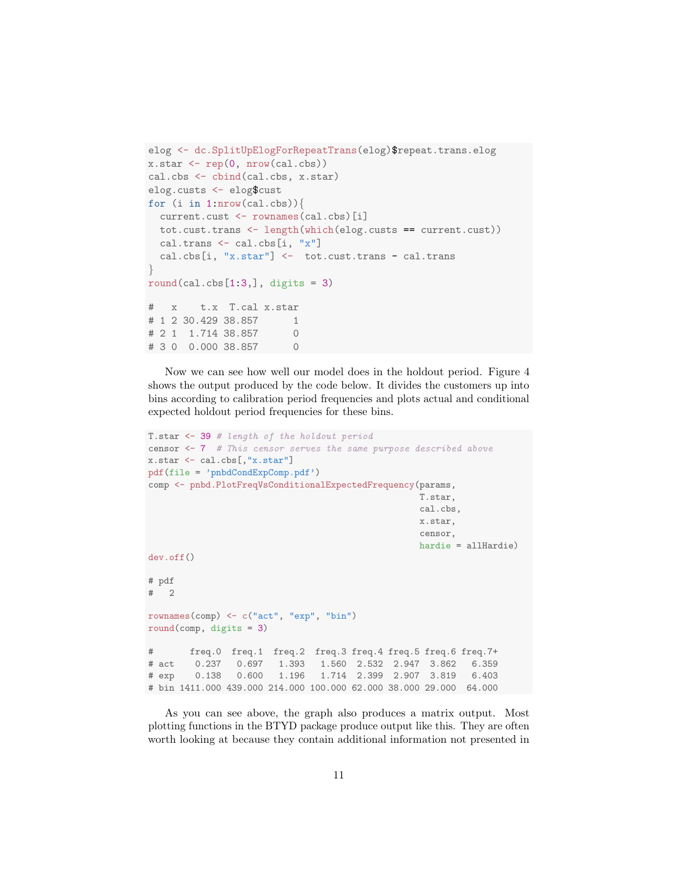```
elog <- dc.SplitUpElogForRepeatTrans(elog)$repeat.trans.elog
x.star <- rep(0, nrow(cal.cbs))
cal.cbs <- cbind(cal.cbs, x.star)
elog.custs <- elog$cust
for (i in 1:nrow(cal.cbs)){
  current.cust <- rownames(cal.cbs)[i]
  tot.cust.trans <- length(which(elog.custs == current.cust))
  cal.trans <- cal.cbs[i, "x"]
  cal.cbs[i, "x.star"] <-  tot.cust.trans - cal.trans
}
round(cal.cbs[1:3,], digits = 3)

#   x    t.x  T.cal x.star
# 1 2 30.429 38.857      1
# 2 1  1.714 38.857      0
# 3 0  0.000 38.857      0
```

Now we can see how well our model does in the holdout period. Figure 4 shows the output produced by the code below. It divides the customers up into bins according to calibration period frequencies and plots actual and conditional expected holdout period frequencies for these bins.

```
T.star <- 39 # length of the holdout period
censor <- 7  # This censor serves the same purpose described above
x.star <- cal.cbs[,"x.star"]
pdf(file = 'pnbdCondExpComp.pdf')
comp <- pnbd.PlotFreqVsConditionalExpectedFrequency(params,
                                                     T.star,
                                                     cal.cbs,
                                                     x.star,
                                                     censor,
                                                     hardie = allHardie)
dev.off()

# pdf
#   2

rownames(comp) <- c("act", "exp", "bin")
round(comp, digits = 3)

#       freq.0  freq.1  freq.2  freq.3 freq.4 freq.5 freq.6 freq.7+
# act    0.237   0.697   1.393   1.560  2.532  2.947  3.862   6.359
# exp    0.138   0.600   1.196   1.714  2.399  2.907  3.819   6.403
# bin 1411.000 439.000 214.000 100.000 62.000 38.000 29.000  64.000
```

As you can see above, the graph also produces a matrix output. Most plotting functions in the BTYD package produce output like this. They are often worth looking at because they contain additional information not presented in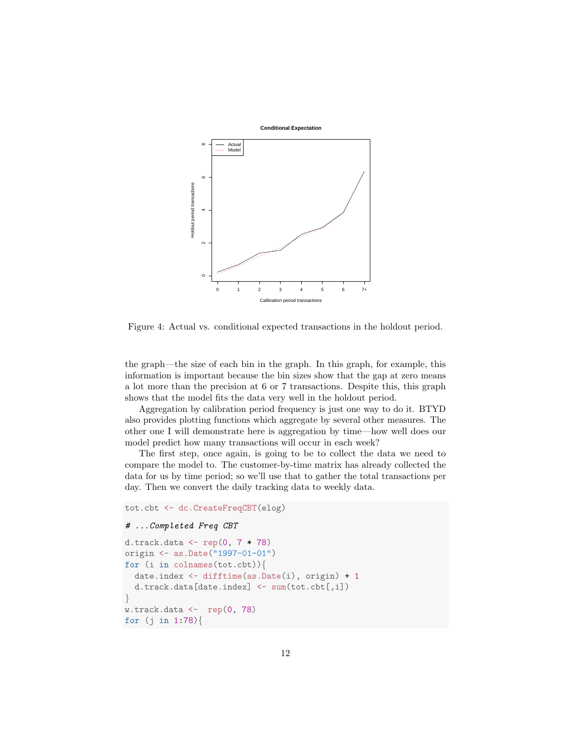Conditional Expectation

Actual
Model

Holdout period transactions

0
2
4
6
8

0 1 2 3 4 5 6 7+

Calibration period transactions

Figure 4: Actual vs. conditional expected transactions in the holdout period.

the graph—the size of each bin in the graph. In this graph, for example, this information is important because the bin sizes show that the gap at zero means a lot more than the precision at 6 or 7 transactions. Despite this, this graph shows that the model fits the data very well in the holdout period.

Aggregation by calibration period frequency is just one way to do it. BTYD also provides plotting functions which aggregate by several other measures. The other one I will demonstrate here is aggregation by time—how well does our model predict how many transactions will occur in each week?

The first step, once again, is going to be to collect the data we need to compare the model to. The customer-by-time matrix has already collected the data for us by time period; so we'll use that to gather the total transactions per day. Then we convert the daily tracking data to weekly data.

```
tot.cbt <- dc.CreateFreqCBT(elog)

# ...Completed Freq CBT

d.track.data <- rep(0, 7 * 78)
origin <- as.Date("1997-01-01")
for (i in colnames(tot.cbt)){
  date.index <- difftime(as.Date(i), origin) + 1
  d.track.data[date.index] <- sum(tot.cbt[,i])
}
w.track.data <-  rep(0, 78)
for (j in 1:78){
```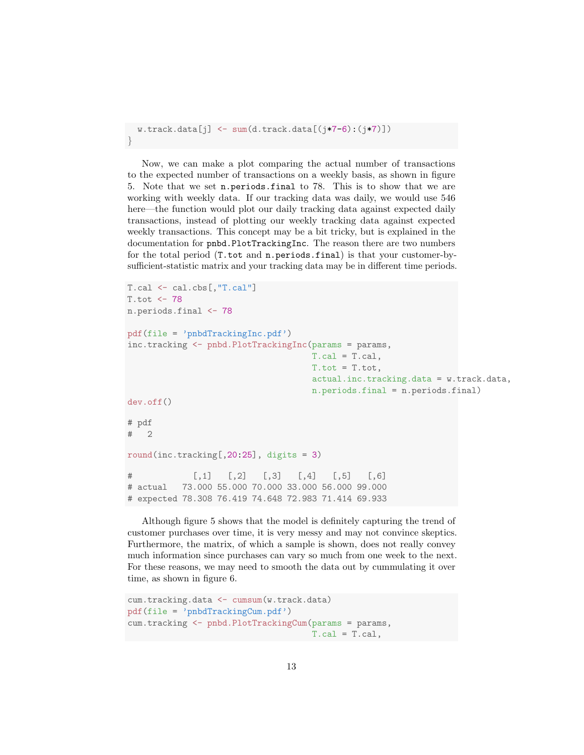```
  w.track.data[j] <- sum(d.track.data[(j*7-6):(j*7)])
}
```

Now, we can make a plot comparing the actual number of transactions to the expected number of transactions on a weekly basis, as shown in figure 5. Note that we set `n.periods.final` to 78. This is to show that we are working with weekly data. If our tracking data was daily, we would use 546 here—the function would plot our daily tracking data against expected daily transactions, instead of plotting our weekly tracking data against expected weekly transactions. This concept may be a bit tricky, but is explained in the documentation for `pnbd.PlotTrackingInc`. The reason there are two numbers for the total period (`T.tot` and `n.periods.final`) is that your customer-by-sufficient-statistic matrix and your tracking data may be in different time periods.

```
T.cal <- cal.cbs[,"T.cal"]
T.tot <- 78
n.periods.final <- 78

pdf(file = 'pnbdTrackingInc.pdf')
inc.tracking <- pnbd.PlotTrackingInc(params = params,
                                      T.cal = T.cal,
                                      T.tot = T.tot,
                                      actual.inc.tracking.data = w.track.data,
                                      n.periods.final = n.periods.final)
dev.off()

# pdf
#   2

round(inc.tracking[,20:25], digits = 3)

#            [,1]   [,2]   [,3]   [,4]   [,5]   [,6]
# actual   73.000 55.000 70.000 33.000 56.000 99.000
# expected 78.308 76.419 74.648 72.983 71.414 69.933
```

Although figure 5 shows that the model is definitely capturing the trend of customer purchases over time, it is very messy and may not convince skeptics. Furthermore, the matrix, of which a sample is shown, does not really convey much information since purchases can vary so much from one week to the next. For these reasons, we may need to smooth the data out by cummulating it over time, as shown in figure 6.

```
cum.tracking.data <- cumsum(w.track.data)
pdf(file = 'pnbdTrackingCum.pdf')
cum.tracking <- pnbd.PlotTrackingCum(params = params,
                                      T.cal = T.cal,
```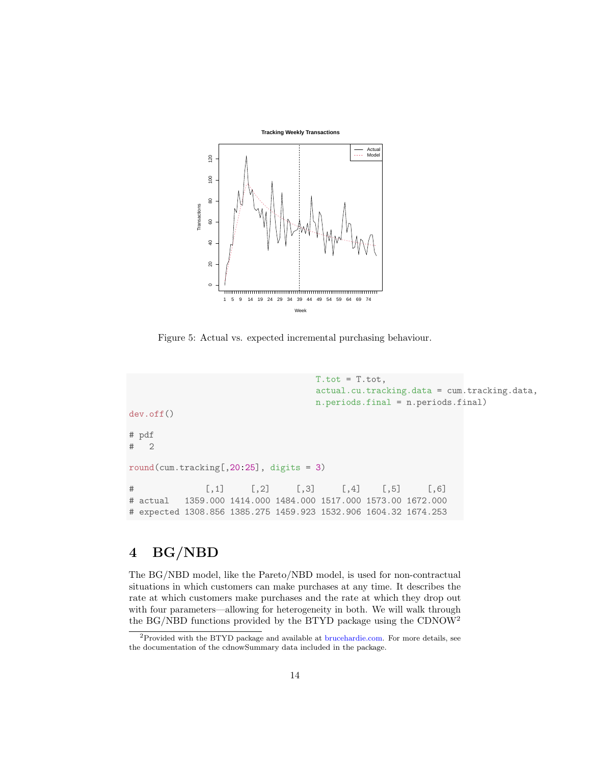Tracking Weekly Transactions

Actual
Model

Transactions

0
20
40
60
80
100
120

1 5 9 14 19 24 29 34 39 44 49 54 59 64 69 74

Week

Figure 5: Actual vs. expected incremental purchasing behaviour.

```
                                    T.tot = T.tot,
                                    actual.cu.tracking.data = cum.tracking.data,
                                    n.periods.final = n.periods.final)
dev.off()

# pdf
#   2

round(cum.tracking[,20:25], digits = 3)

#              [,1]     [,2]     [,3]     [,4]    [,5]     [,6]
# actual   1359.000 1414.000 1484.000 1517.000 1573.00 1672.000
# expected 1308.856 1385.275 1459.923 1532.906 1604.32 1674.253
```

## 4 BG/NBD

The BG/NBD model, like the Pareto/NBD model, is used for non-contractual situations in which customers can make purchases at any time. It describes the rate at which customers make purchases and the rate at which they drop out with four parameters—allowing for heterogeneity in both. We will walk through the BG/NBD functions provided by the BTYD package using the CDNOW[2]

[2]Provided with the BTYD package and available at brucehardie.com. For more details, see the documentation of the cdnowSummary data included in the package.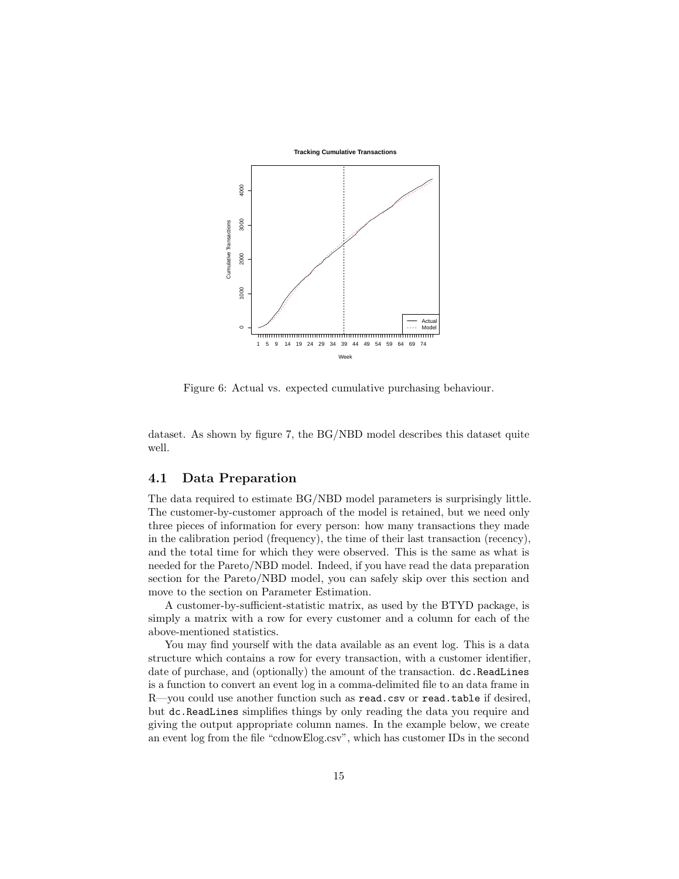Tracking Cumulative Transactions

Cumulative Transactions

0
1000
2000
3000
4000

1 5 9 14 19 24 29 34 39 44 49 54 59 64 69 74

Week

Actual
Model

Figure 6: Actual vs. expected cumulative purchasing behaviour.

dataset. As shown by figure 7, the BG/NBD model describes this dataset quite well.

## 4.1 Data Preparation

The data required to estimate BG/NBD model parameters is surprisingly little. The customer-by-customer approach of the model is retained, but we need only three pieces of information for every person: how many transactions they made in the calibration period (frequency), the time of their last transaction (recency), and the total time for which they were observed. This is the same as what is needed for the Pareto/NBD model. Indeed, if you have read the data preparation section for the Pareto/NBD model, you can safely skip over this section and move to the section on Parameter Estimation.

A customer-by-sufficient-statistic matrix, as used by the BTYD package, is simply a matrix with a row for every customer and a column for each of the above-mentioned statistics.

You may find yourself with the data available as an event log. This is a data structure which contains a row for every transaction, with a customer identifier, date of purchase, and (optionally) the amount of the transaction. `dc.ReadLines` is a function to convert an event log in a comma-delimited file to an data frame in R—you could use another function such as `read.csv` or `read.table` if desired, but `dc.ReadLines` simplifies things by only reading the data you require and giving the output appropriate column names. In the example below, we create an event log from the file "cdnowElog.csv", which has customer IDs in the second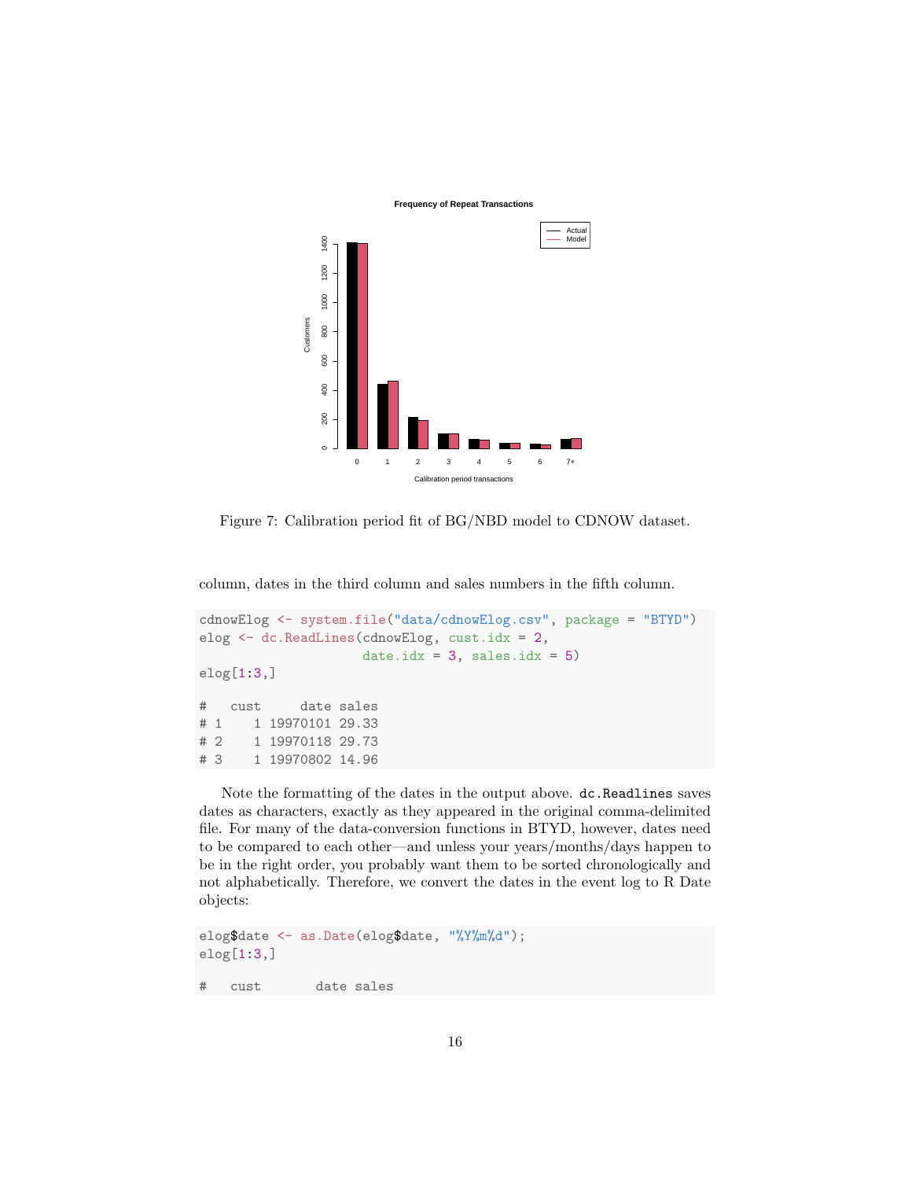Frequency of Repeat Transactions

Actual
Model

Customers

0
200
400
600
800
1000
1200
1400

0 1 2 3 4 5 6 7+

Calibration period transactions

Figure 7: Calibration period fit of BG/NBD model to CDNOW dataset.

column, dates in the third column and sales numbers in the fifth column.

```
cdnowElog <- system.file("data/cdnowElog.csv", package = "BTYD")
elog <- dc.ReadLines(cdnowElog, cust.idx = 2,
                     date.idx = 3, sales.idx = 5)
elog[1:3,]

#   cust     date sales
# 1    1 19970101 29.33
# 2    1 19970118 29.73
# 3    1 19970802 14.96
```

Note the formatting of the dates in the output above. `dc.Readlines` saves dates as characters, exactly as they appeared in the original comma-delimited file. For many of the data-conversion functions in BTYD, however, dates need to be compared to each other—and unless your years/months/days happen to be in the right order, you probably want them to be sorted chronologically and not alphabetically. Therefore, we convert the dates in the event log to R Date objects:

```
elog$date <- as.Date(elog$date, "%Y%m%d");
elog[1:3,]

#   cust       date sales
```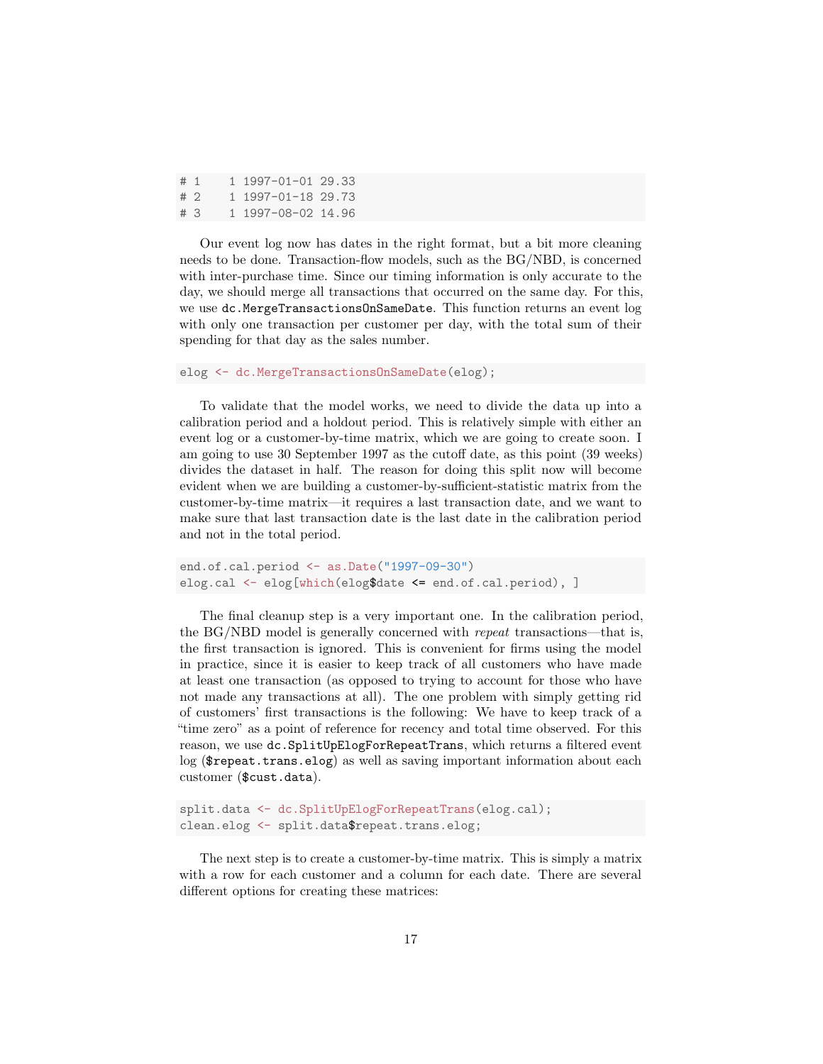```
# 1    1 1997-01-01 29.33
# 2    1 1997-01-18 29.73
# 3    1 1997-08-02 14.96
```

Our event log now has dates in the right format, but a bit more cleaning needs to be done. Transaction-flow models, such as the BG/NBD, is concerned with inter-purchase time. Since our timing information is only accurate to the day, we should merge all transactions that occurred on the same day. For this, we use `dc.MergeTransactionsOnSameDate`. This function returns an event log with only one transaction per customer per day, with the total sum of their spending for that day as the sales number.

```
elog <- dc.MergeTransactionsOnSameDate(elog);
```

To validate that the model works, we need to divide the data up into a calibration period and a holdout period. This is relatively simple with either an event log or a customer-by-time matrix, which we are going to create soon. I am going to use 30 September 1997 as the cutoff date, as this point (39 weeks) divides the dataset in half. The reason for doing this split now will become evident when we are building a customer-by-sufficient-statistic matrix from the customer-by-time matrix—it requires a last transaction date, and we want to make sure that last transaction date is the last date in the calibration period and not in the total period.

```
end.of.cal.period <- as.Date("1997-09-30")
elog.cal <- elog[which(elog$date <= end.of.cal.period), ]
```

The final cleanup step is a very important one. In the calibration period, the BG/NBD model is generally concerned with *repeat* transactions—that is, the first transaction is ignored. This is convenient for firms using the model in practice, since it is easier to keep track of all customers who have made at least one transaction (as opposed to trying to account for those who have not made any transactions at all). The one problem with simply getting rid of customers' first transactions is the following: We have to keep track of a "time zero" as a point of reference for recency and total time observed. For this reason, we use `dc.SplitUpElogForRepeatTrans`, which returns a filtered event log (`$repeat.trans.elog`) as well as saving important information about each customer (`$cust.data`).

```
split.data <- dc.SplitUpElogForRepeatTrans(elog.cal);
clean.elog <- split.data$repeat.trans.elog;
```

The next step is to create a customer-by-time matrix. This is simply a matrix with a row for each customer and a column for each date. There are several different options for creating these matrices: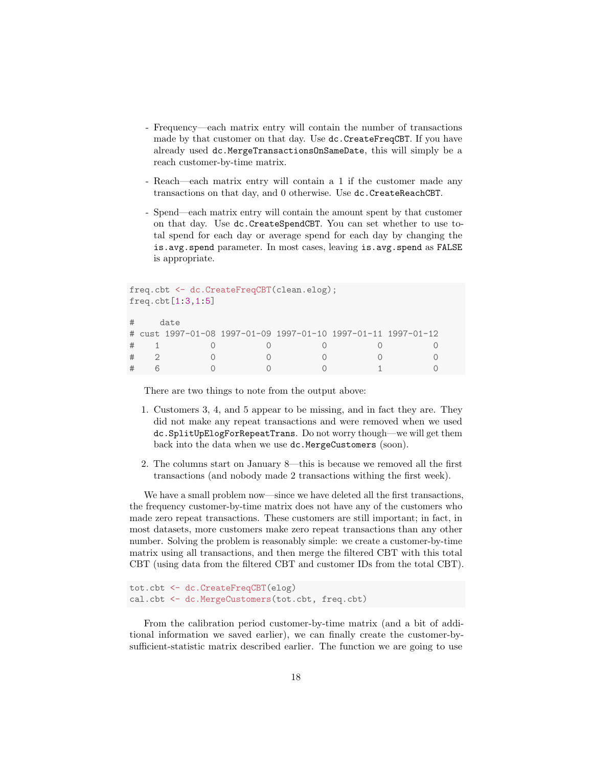- Frequency—each matrix entry will contain the number of transactions made by that customer on that day. Use `dc.CreateFreqCBT`. If you have already used `dc.MergeTransactionsOnSameDate`, this will simply be a reach customer-by-time matrix.

- Reach—each matrix entry will contain a 1 if the customer made any transactions on that day, and 0 otherwise. Use `dc.CreateReachCBT`.

- Spend—each matrix entry will contain the amount spent by that customer on that day. Use `dc.CreateSpendCBT`. You can set whether to use total spend for each day or average spend for each day by changing the `is.avg.spend` parameter. In most cases, leaving `is.avg.spend` as `FALSE` is appropriate.

```
freq.cbt <- dc.CreateFreqCBT(clean.elog);
freq.cbt[1:3,1:5]

#     date
# cust 1997-01-08 1997-01-09 1997-01-10 1997-01-11 1997-01-12
#    1          0          0          0          0          0
#    2          0          0          0          0          0
#    6          0          0          0          1          0
```

There are two things to note from the output above:

1. Customers 3, 4, and 5 appear to be missing, and in fact they are. They did not make any repeat transactions and were removed when we used `dc.SplitUpElogForRepeatTrans`. Do not worry though—we will get them back into the data when we use `dc.MergeCustomers` (soon).

2. The columns start on January 8—this is because we removed all the first transactions (and nobody made 2 transactions withing the first week).

We have a small problem now—since we have deleted all the first transactions, the frequency customer-by-time matrix does not have any of the customers who made zero repeat transactions. These customers are still important; in fact, in most datasets, more customers make zero repeat transactions than any other number. Solving the problem is reasonably simple: we create a customer-by-time matrix using all transactions, and then merge the filtered CBT with this total CBT (using data from the filtered CBT and customer IDs from the total CBT).

```
tot.cbt <- dc.CreateFreqCBT(elog)
cal.cbt <- dc.MergeCustomers(tot.cbt, freq.cbt)
```

From the calibration period customer-by-time matrix (and a bit of additional information we saved earlier), we can finally create the customer-by-sufficient-statistic matrix described earlier. The function we are going to use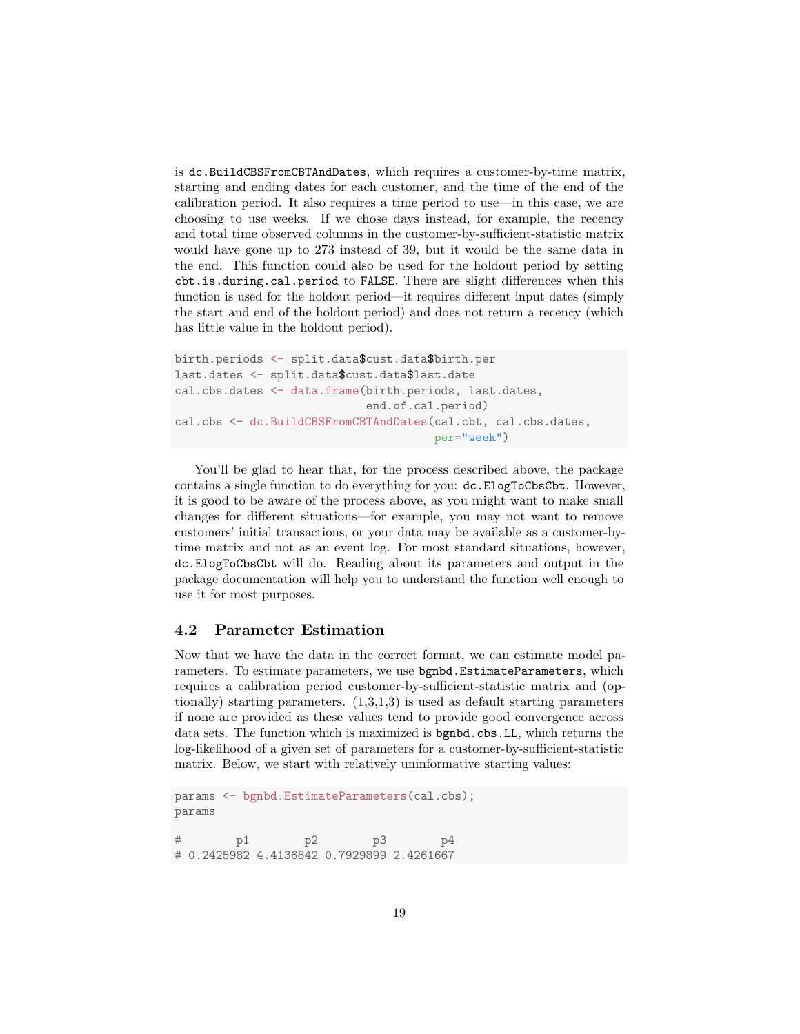is `dc.BuildCBSFromCBTAndDates`, which requires a customer-by-time matrix, starting and ending dates for each customer, and the time of the end of the calibration period. It also requires a time period to use—in this case, we are choosing to use weeks. If we chose days instead, for example, the recency and total time observed columns in the customer-by-sufficient-statistic matrix would have gone up to 273 instead of 39, but it would be the same data in the end. This function could also be used for the holdout period by setting `cbt.is.during.cal.period` to `FALSE`. There are slight differences when this function is used for the holdout period—it requires different input dates (simply the start and end of the holdout period) and does not return a recency (which has little value in the holdout period).

```
birth.periods <- split.data$cust.data$birth.per
last.dates <- split.data$cust.data$last.date
cal.cbs.dates <- data.frame(birth.periods, last.dates,
                            end.of.cal.period)
cal.cbs <- dc.BuildCBSFromCBTAndDates(cal.cbt, cal.cbs.dates,
                                       per="week")
```

You'll be glad to hear that, for the process described above, the package contains a single function to do everything for you: `dc.ElogToCbsCbt`. However, it is good to be aware of the process above, as you might want to make small changes for different situations—for example, you may not want to remove customers' initial transactions, or your data may be available as a customer-by-time matrix and not as an event log. For most standard situations, however, `dc.ElogToCbsCbt` will do. Reading about its parameters and output in the package documentation will help you to understand the function well enough to use it for most purposes.

## 4.2 Parameter Estimation

Now that we have the data in the correct format, we can estimate model parameters. To estimate parameters, we use `bgnbd.EstimateParameters`, which requires a calibration period customer-by-sufficient-statistic matrix and (optionally) starting parameters. (1,3,1,3) is used as default starting parameters if none are provided as these values tend to provide good convergence across data sets. The function which is maximized is `bgnbd.cbs.LL`, which returns the log-likelihood of a given set of parameters for a customer-by-sufficient-statistic matrix. Below, we start with relatively uninformative starting values:

```
params <- bgnbd.EstimateParameters(cal.cbs);
params

#        p1        p2        p3        p4
# 0.2425982 4.4136842 0.7929899 2.4261667
```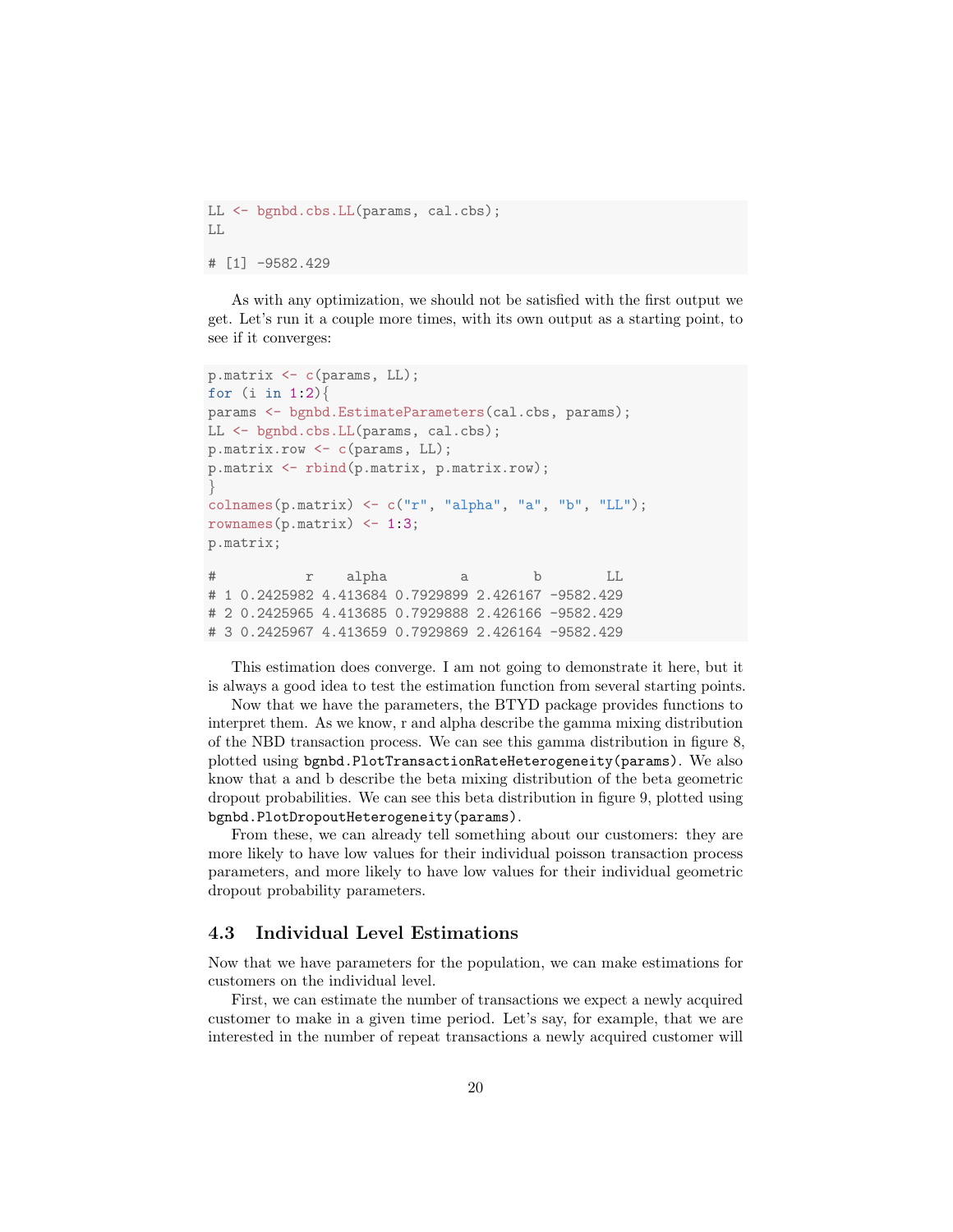```
LL <- bgnbd.cbs.LL(params, cal.cbs);
LL

# [1] -9582.429
```

As with any optimization, we should not be satisfied with the first output we get. Let's run it a couple more times, with its own output as a starting point, to see if it converges:

```
p.matrix <- c(params, LL);
for (i in 1:2){
params <- bgnbd.EstimateParameters(cal.cbs, params);
LL <- bgnbd.cbs.LL(params, cal.cbs);
p.matrix.row <- c(params, LL);
p.matrix <- rbind(p.matrix, p.matrix.row);
}
colnames(p.matrix) <- c("r", "alpha", "a", "b", "LL");
rownames(p.matrix) <- 1:3;
p.matrix;

#           r    alpha         a        b        LL
# 1 0.2425982 4.413684 0.7929899 2.426167 -9582.429
# 2 0.2425965 4.413685 0.7929888 2.426166 -9582.429
# 3 0.2425967 4.413659 0.7929869 2.426164 -9582.429
```

This estimation does converge. I am not going to demonstrate it here, but it is always a good idea to test the estimation function from several starting points.

Now that we have the parameters, the BTYD package provides functions to interpret them. As we know, r and alpha describe the gamma mixing distribution of the NBD transaction process. We can see this gamma distribution in figure 8, plotted using `bgnbd.PlotTransactionRateHeterogeneity(params)`. We also know that a and b describe the beta mixing distribution of the beta geometric dropout probabilities. We can see this beta distribution in figure 9, plotted using `bgnbd.PlotDropoutHeterogeneity(params)`.

From these, we can already tell something about our customers: they are more likely to have low values for their individual poisson transaction process parameters, and more likely to have low values for their individual geometric dropout probability parameters.

### 4.3 Individual Level Estimations

Now that we have parameters for the population, we can make estimations for customers on the individual level.

First, we can estimate the number of transactions we expect a newly acquired customer to make in a given time period. Let's say, for example, that we are interested in the number of repeat transactions a newly acquired customer will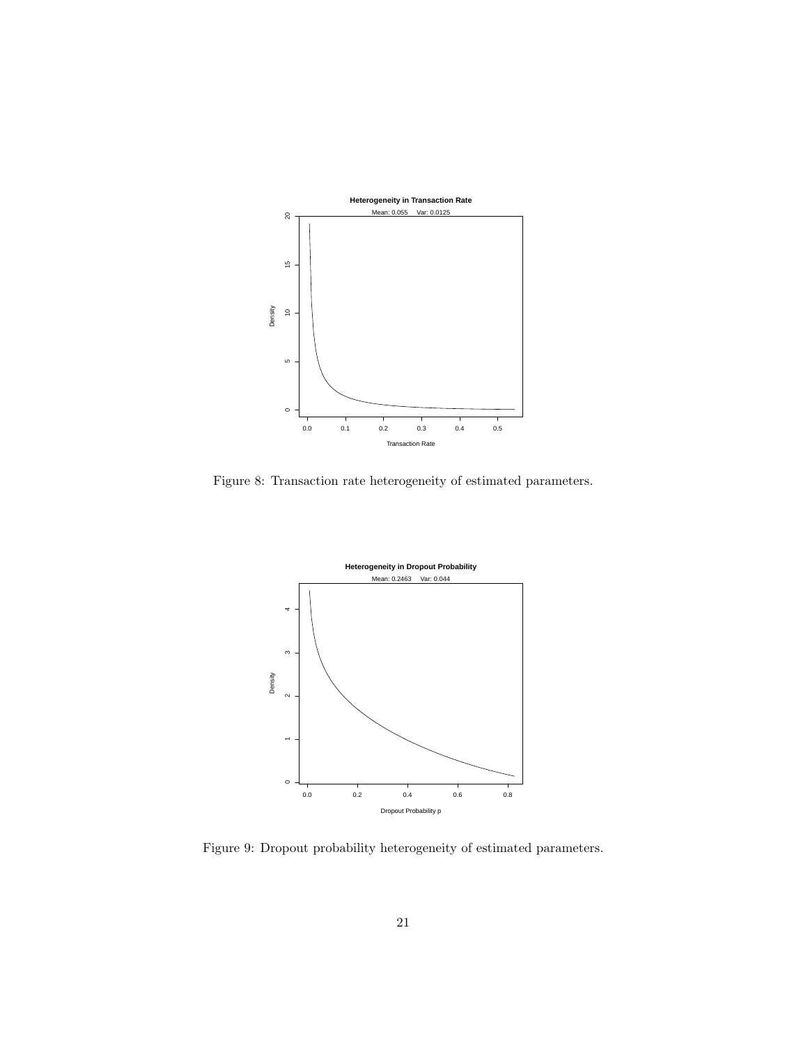Heterogeneity in Transaction Rate

Mean: 0.055 Var: 0.0125

Density

0 5 10 15 20

0.0 0.1 0.2 0.3 0.4 0.5

Transaction Rate

Figure 8: Transaction rate heterogeneity of estimated parameters.

Heterogeneity in Dropout Probability

Mean: 0.2463 Var: 0.044

Density

0 1 2 3 4

0.0 0.2 0.4 0.6 0.8

Dropout Probability p

Figure 9: Dropout probability heterogeneity of estimated parameters.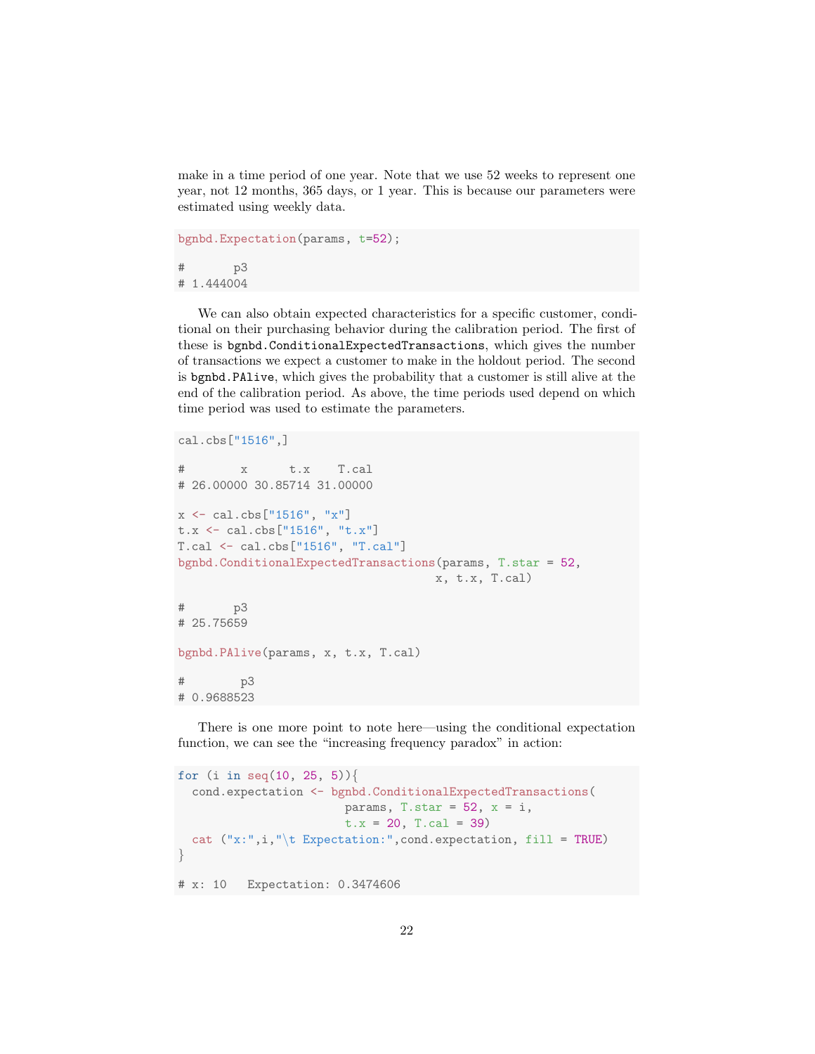make in a time period of one year. Note that we use 52 weeks to represent one year, not 12 months, 365 days, or 1 year. This is because our parameters were estimated using weekly data.

```
bgnbd.Expectation(params, t=52);

#       p3
# 1.444004
```

We can also obtain expected characteristics for a specific customer, conditional on their purchasing behavior during the calibration period. The first of these is `bgnbd.ConditionalExpectedTransactions`, which gives the number of transactions we expect a customer to make in the holdout period. The second is `bgnbd.PAlive`, which gives the probability that a customer is still alive at the end of the calibration period. As above, the time periods used depend on which time period was used to estimate the parameters.

```
cal.cbs["1516",]

#        x      t.x    T.cal
# 26.00000 30.85714 31.00000

x <- cal.cbs["1516", "x"]
t.x <- cal.cbs["1516", "t.x"]
T.cal <- cal.cbs["1516", "T.cal"]
bgnbd.ConditionalExpectedTransactions(params, T.star = 52,
                                      x, t.x, T.cal)

#       p3
# 25.75659

bgnbd.PAlive(params, x, t.x, T.cal)

#        p3
# 0.9688523
```

There is one more point to note here—using the conditional expectation function, we can see the "increasing frequency paradox" in action:

```
for (i in seq(10, 25, 5)){
  cond.expectation <- bgnbd.ConditionalExpectedTransactions(
                        params, T.star = 52, x = i,
                        t.x = 20, T.cal = 39)
  cat ("x:",i,"\t Expectation:",cond.expectation, fill = TRUE)
}

# x: 10   Expectation: 0.3474606
```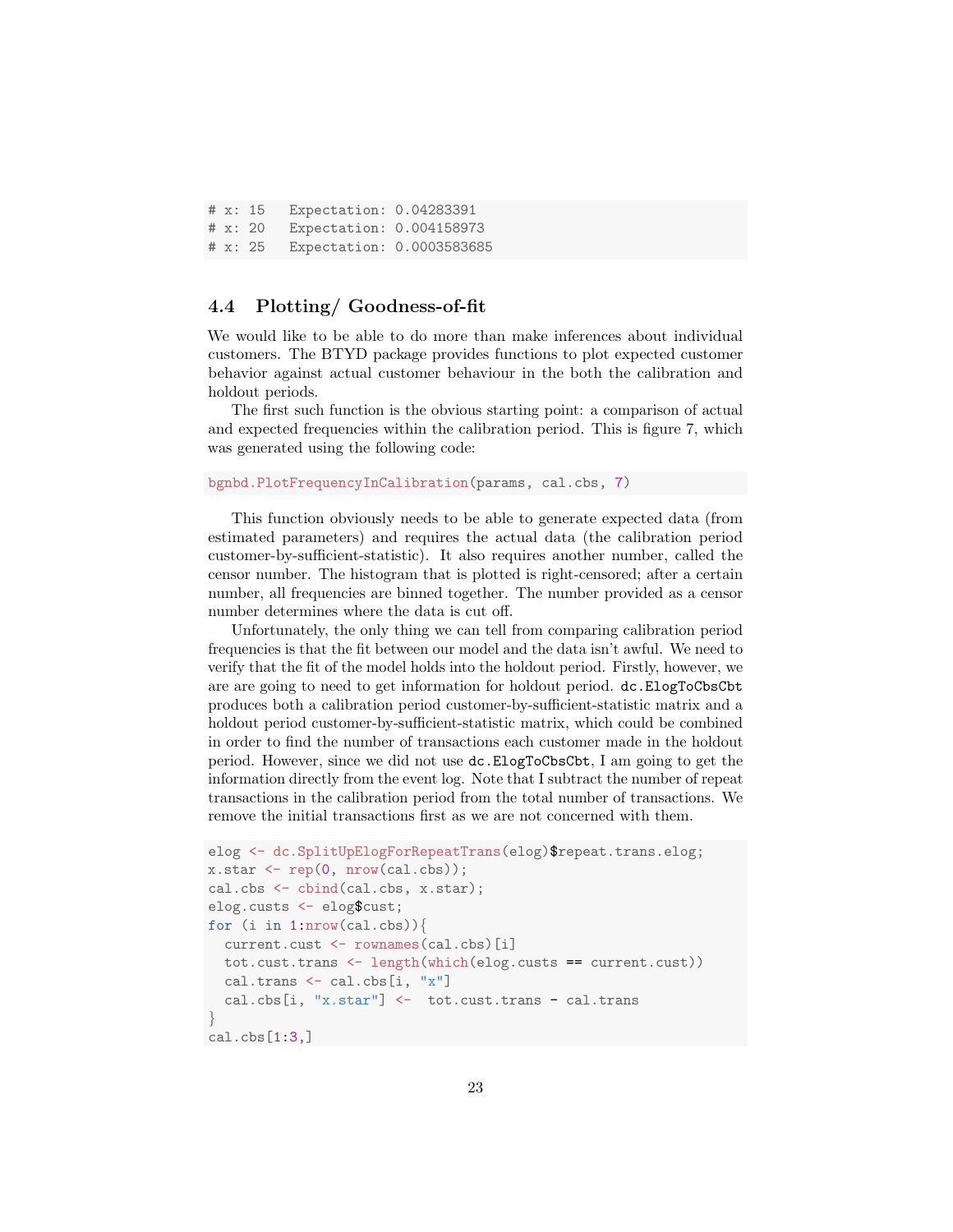```
# x: 15   Expectation: 0.04283391
# x: 20   Expectation: 0.004158973
# x: 25   Expectation: 0.0003583685
```

### 4.4 Plotting/ Goodness-of-fit

We would like to be able to do more than make inferences about individual customers. The BTYD package provides functions to plot expected customer behavior against actual customer behaviour in the both the calibration and holdout periods.

The first such function is the obvious starting point: a comparison of actual and expected frequencies within the calibration period. This is figure 7, which was generated using the following code:

```
bgnbd.PlotFrequencyInCalibration(params, cal.cbs, 7)
```

This function obviously needs to be able to generate expected data (from estimated parameters) and requires the actual data (the calibration period customer-by-sufficient-statistic). It also requires another number, called the censor number. The histogram that is plotted is right-censored; after a certain number, all frequencies are binned together. The number provided as a censor number determines where the data is cut off.

Unfortunately, the only thing we can tell from comparing calibration period frequencies is that the fit between our model and the data isn't awful. We need to verify that the fit of the model holds into the holdout period. Firstly, however, we are are going to need to get information for holdout period. `dc.ElogToCbsCbt` produces both a calibration period customer-by-sufficient-statistic matrix and a holdout period customer-by-sufficient-statistic matrix, which could be combined in order to find the number of transactions each customer made in the holdout period. However, since we did not use `dc.ElogToCbsCbt`, I am going to get the information directly from the event log. Note that I subtract the number of repeat transactions in the calibration period from the total number of transactions. We remove the initial transactions first as we are not concerned with them.

```
elog <- dc.SplitUpElogForRepeatTrans(elog)$repeat.trans.elog;
x.star <- rep(0, nrow(cal.cbs));
cal.cbs <- cbind(cal.cbs, x.star);
elog.custs <- elog$cust;
for (i in 1:nrow(cal.cbs)){
  current.cust <- rownames(cal.cbs)[i]
  tot.cust.trans <- length(which(elog.custs == current.cust))
  cal.trans <- cal.cbs[i, "x"]
  cal.cbs[i, "x.star"] <-  tot.cust.trans - cal.trans
}
cal.cbs[1:3,]
```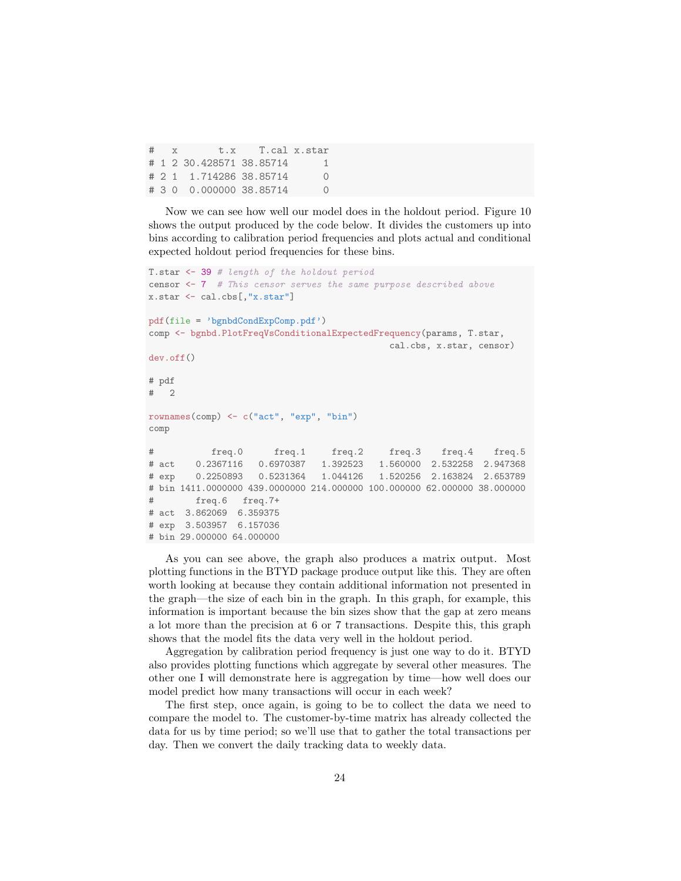```
#   x       t.x    T.cal x.star
# 1 2 30.428571 38.85714      1
# 2 1  1.714286 38.85714      0
# 3 0  0.000000 38.85714      0
```

Now we can see how well our model does in the holdout period. Figure 10 shows the output produced by the code below. It divides the customers up into bins according to calibration period frequencies and plots actual and conditional expected holdout period frequencies for these bins.

```
T.star <- 39 # length of the holdout period
censor <- 7  # This censor serves the same purpose described above
x.star <- cal.cbs[,"x.star"]

pdf(file = 'bgnbdCondExpComp.pdf')
comp <- bgnbd.PlotFreqVsConditionalExpectedFrequency(params, T.star,
                                                     cal.cbs, x.star, censor)
dev.off()

# pdf
#   2

rownames(comp) <- c("act", "exp", "bin")
comp

#           freq.0      freq.1     freq.2     freq.3    freq.4    freq.5
# act    0.2367116   0.6970387   1.392523   1.560000   2.532258   2.947368
# exp    0.2250893   0.5231364   1.044126   1.520256   2.163824   2.653789
# bin 1411.0000000 439.0000000 214.000000 100.000000 62.000000 38.000000
#        freq.6   freq.7+
# act  3.862069   6.359375
# exp  3.503957   6.157036
# bin 29.000000 64.000000
```

As you can see above, the graph also produces a matrix output. Most plotting functions in the BTYD package produce output like this. They are often worth looking at because they contain additional information not presented in the graph—the size of each bin in the graph. In this graph, for example, this information is important because the bin sizes show that the gap at zero means a lot more than the precision at 6 or 7 transactions. Despite this, this graph shows that the model fits the data very well in the holdout period.

Aggregation by calibration period frequency is just one way to do it. BTYD also provides plotting functions which aggregate by several other measures. The other one I will demonstrate here is aggregation by time—how well does our model predict how many transactions will occur in each week?

The first step, once again, is going to be to collect the data we need to compare the model to. The customer-by-time matrix has already collected the data for us by time period; so we'll use that to gather the total transactions per day. Then we convert the daily tracking data to weekly data.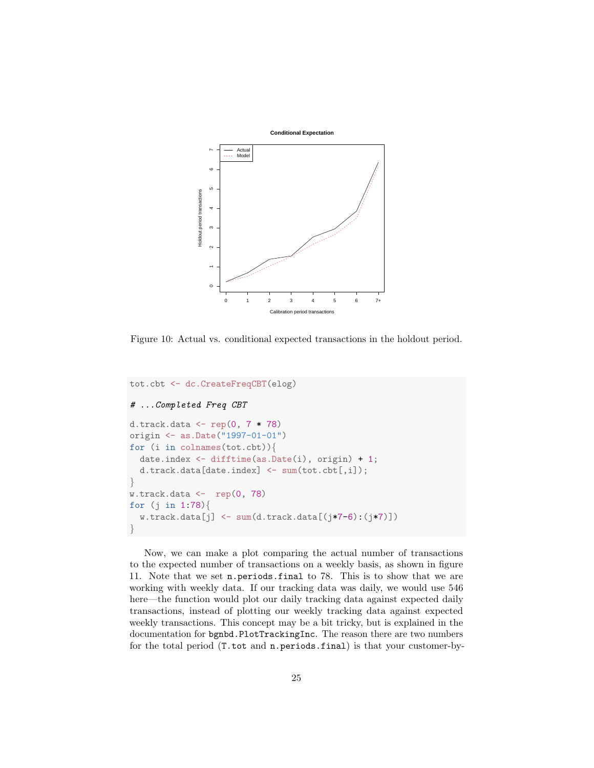Conditional Expectation

Actual
Model

Holdout period transactions

0
1
2
3
4
5
6
7

0
1
2
3
4
5
6
7+

Calibration period transactions

Figure 10: Actual vs. conditional expected transactions in the holdout period.

```
tot.cbt <- dc.CreateFreqCBT(elog)

# ...Completed Freq CBT

d.track.data <- rep(0, 7 * 78)
origin <- as.Date("1997-01-01")
for (i in colnames(tot.cbt)){
  date.index <- difftime(as.Date(i), origin) + 1;
  d.track.data[date.index] <- sum(tot.cbt[,i]);
}
w.track.data <-  rep(0, 78)
for (j in 1:78){
  w.track.data[j] <- sum(d.track.data[(j*7-6):(j*7)])
}
```

Now, we can make a plot comparing the actual number of transactions to the expected number of transactions on a weekly basis, as shown in figure 11. Note that we set `n.periods.final` to 78. This is to show that we are working with weekly data. If our tracking data was daily, we would use 546 here—the function would plot our daily tracking data against expected daily transactions, instead of plotting our weekly tracking data against expected weekly transactions. This concept may be a bit tricky, but is explained in the documentation for `bgnbd.PlotTrackingInc`. The reason there are two numbers for the total period (`T.tot` and `n.periods.final`) is that your customer-by-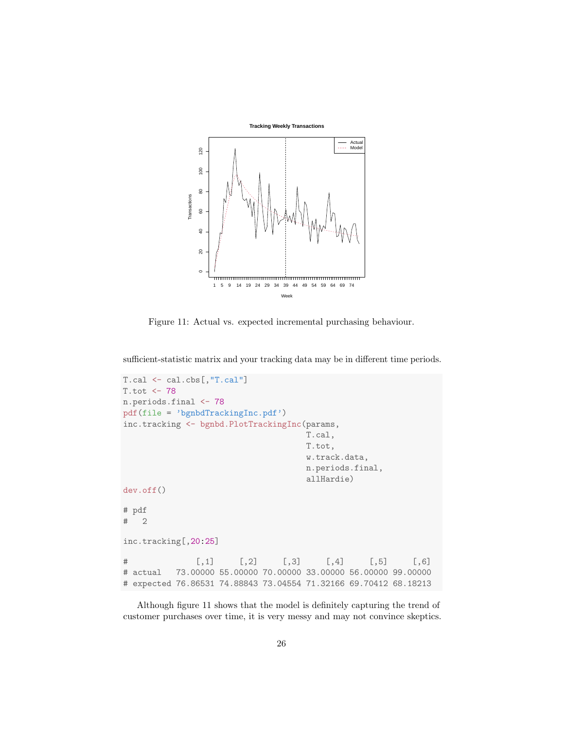Tracking Weekly Transactions

Actual
Model

Transactions

0
20
40
60
80
100
120

1 5 9 14 19 24 29 34 39 44 49 54 59 64 69 74

Week

Figure 11: Actual vs. expected incremental purchasing behaviour.

sufficient-statistic matrix and your tracking data may be in different time periods.

```
T.cal <- cal.cbs[,"T.cal"]
T.tot <- 78
n.periods.final <- 78
pdf(file = 'bgnbdTrackingInc.pdf')
inc.tracking <- bgnbd.PlotTrackingInc(params,
                                      T.cal,
                                      T.tot,
                                      w.track.data,
                                      n.periods.final,
                                      allHardie)
dev.off()

# pdf
#   2

inc.tracking[,20:25]

#              [,1]     [,2]     [,3]     [,4]     [,5]     [,6]
# actual   73.00000 55.00000 70.00000 33.00000 56.00000 99.00000
# expected 76.86531 74.88843 73.04554 71.32166 69.70412 68.18213
```

Although figure 11 shows that the model is definitely capturing the trend of customer purchases over time, it is very messy and may not convince skeptics.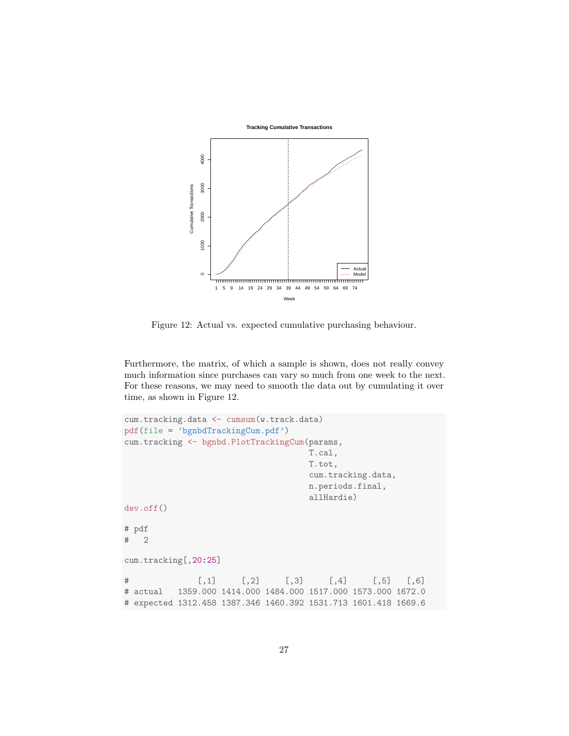Tracking Cumulative Transactions

Cumulative Transactions

0
1000
2000
3000
4000

1 5 9 14 19 24 29 34 39 44 49 54 59 64 69 74

Week

Actual
Model

Figure 12: Actual vs. expected cumulative purchasing behaviour.

Furthermore, the matrix, of which a sample is shown, does not really convey much information since purchases can vary so much from one week to the next. For these reasons, we may need to smooth the data out by cumulating it over time, as shown in Figure 12.

```
cum.tracking.data <- cumsum(w.track.data)
pdf(file = 'bgnbdTrackingCum.pdf')
cum.tracking <- bgnbd.PlotTrackingCum(params,
                                      T.cal,
                                      T.tot,
                                      cum.tracking.data,
                                      n.periods.final,
                                      allHardie)
dev.off()

# pdf
#   2

cum.tracking[,20:25]

#              [,1]     [,2]     [,3]     [,4]     [,5]   [,6]
# actual   1359.000 1414.000 1484.000 1517.000 1573.000 1672.0
# expected 1312.458 1387.346 1460.392 1531.713 1601.418 1669.6
```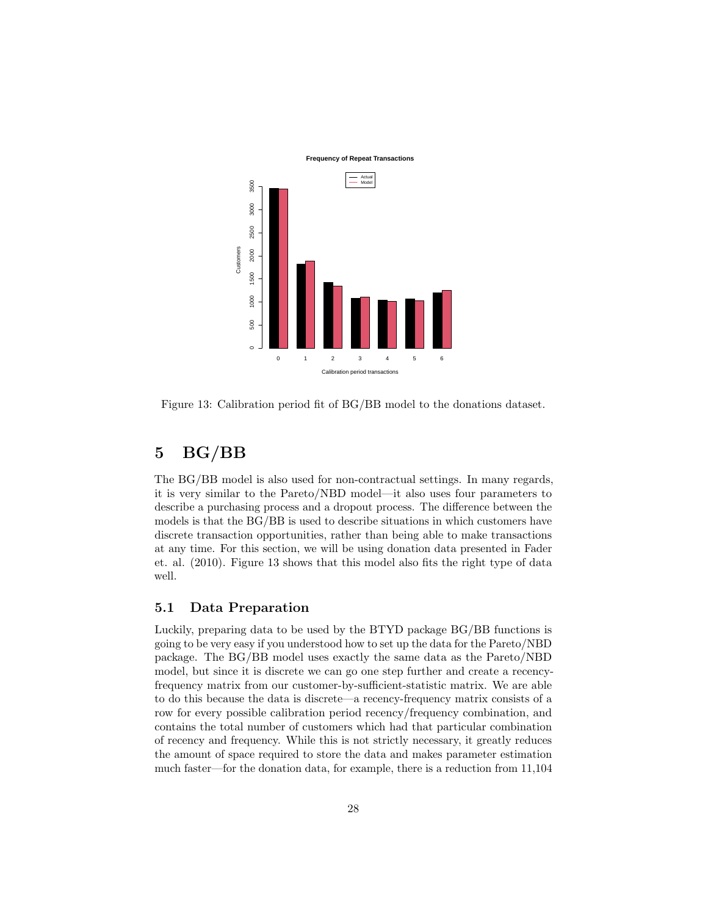Frequency of Repeat Transactions

Actual
Model

Customers

0
500
1000
1500
2000
2500
3000
3500

0 1 2 3 4 5 6

Calibration period transactions

Figure 13: Calibration period fit of BG/BB model to the donations dataset.

# 5 BG/BB

The BG/BB model is also used for non-contractual settings. In many regards, it is very similar to the Pareto/NBD model—it also uses four parameters to describe a purchasing process and a dropout process. The difference between the models is that the BG/BB is used to describe situations in which customers have discrete transaction opportunities, rather than being able to make transactions at any time. For this section, we will be using donation data presented in Fader et. al. (2010). Figure 13 shows that this model also fits the right type of data well.

## 5.1 Data Preparation

Luckily, preparing data to be used by the BTYD package BG/BB functions is going to be very easy if you understood how to set up the data for the Pareto/NBD package. The BG/BB model uses exactly the same data as the Pareto/NBD model, but since it is discrete we can go one step further and create a recency-frequency matrix from our customer-by-sufficient-statistic matrix. We are able to do this because the data is discrete—a recency-frequency matrix consists of a row for every possible calibration period recency/frequency combination, and contains the total number of customers which had that particular combination of recency and frequency. While this is not strictly necessary, it greatly reduces the amount of space required to store the data and makes parameter estimation much faster—for the donation data, for example, there is a reduction from 11,104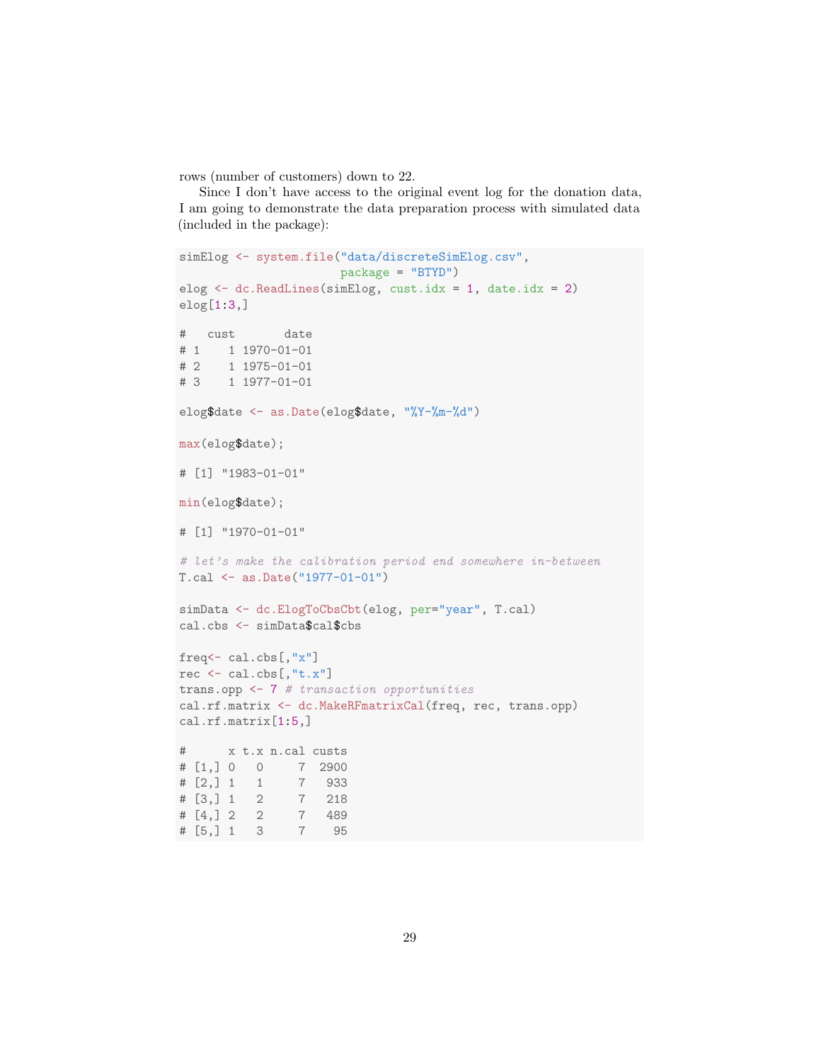rows (number of customers) down to 22.

Since I don't have access to the original event log for the donation data, I am going to demonstrate the data preparation process with simulated data (included in the package):

```
simElog <- system.file("data/discreteSimElog.csv",
                       package = "BTYD")
elog <- dc.ReadLines(simElog, cust.idx = 1, date.idx = 2)
elog[1:3,]

#   cust       date
# 1    1 1970-01-01
# 2    1 1975-01-01
# 3    1 1977-01-01

elog$date <- as.Date(elog$date, "%Y-%m-%d")

max(elog$date);

# [1] "1983-01-01"

min(elog$date);

# [1] "1970-01-01"

# let's make the calibration period end somewhere in-between
T.cal <- as.Date("1977-01-01")

simData <- dc.ElogToCbsCbt(elog, per="year", T.cal)
cal.cbs <- simData$cal$cbs

freq<- cal.cbs[,"x"]
rec <- cal.cbs[,"t.x"]
trans.opp <- 7 # transaction opportunities
cal.rf.matrix <- dc.MakeRFmatrixCal(freq, rec, trans.opp)
cal.rf.matrix[1:5,]

#      x t.x n.cal custs
# [1,] 0   0     7  2900
# [2,] 1   1     7   933
# [3,] 1   2     7   218
# [4,] 2   2     7   489
# [5,] 1   3     7    95
```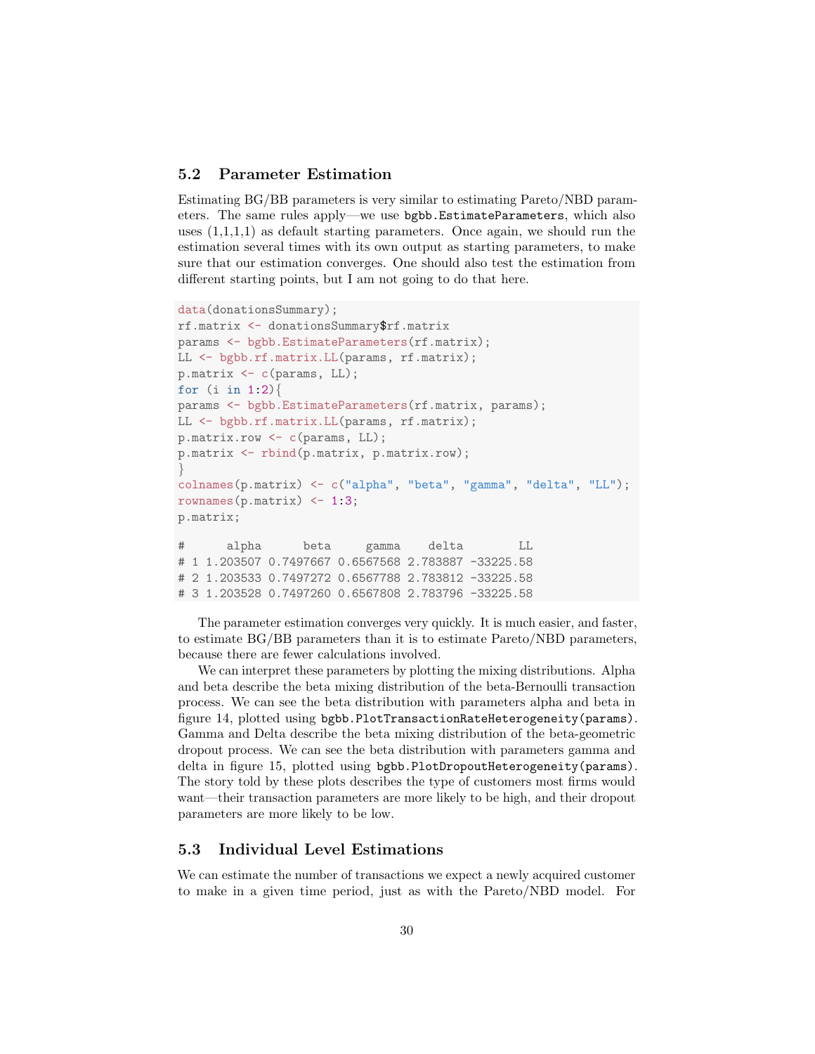## 5.2 Parameter Estimation

Estimating BG/BB parameters is very similar to estimating Pareto/NBD parameters. The same rules apply—we use `bgbb.EstimateParameters`, which also uses (1,1,1,1) as default starting parameters. Once again, we should run the estimation several times with its own output as starting parameters, to make sure that our estimation converges. One should also test the estimation from different starting points, but I am not going to do that here.

```
data(donationsSummary);
rf.matrix <- donationsSummary$rf.matrix
params <- bgbb.EstimateParameters(rf.matrix);
LL <- bgbb.rf.matrix.LL(params, rf.matrix);
p.matrix <- c(params, LL);
for (i in 1:2){
params <- bgbb.EstimateParameters(rf.matrix, params);
LL <- bgbb.rf.matrix.LL(params, rf.matrix);
p.matrix.row <- c(params, LL);
p.matrix <- rbind(p.matrix, p.matrix.row);
}
colnames(p.matrix) <- c("alpha", "beta", "gamma", "delta", "LL");
rownames(p.matrix) <- 1:3;
p.matrix;

#      alpha      beta     gamma    delta        LL
# 1 1.203507 0.7497667 0.6567568 2.783887 -33225.58
# 2 1.203533 0.7497272 0.6567788 2.783812 -33225.58
# 3 1.203528 0.7497260 0.6567808 2.783796 -33225.58
```

The parameter estimation converges very quickly. It is much easier, and faster, to estimate BG/BB parameters than it is to estimate Pareto/NBD parameters, because there are fewer calculations involved.

We can interpret these parameters by plotting the mixing distributions. Alpha and beta describe the beta mixing distribution of the beta-Bernoulli transaction process. We can see the beta distribution with parameters alpha and beta in figure 14, plotted using `bgbb.PlotTransactionRateHeterogeneity(params)`. Gamma and Delta describe the beta mixing distribution of the beta-geometric dropout process. We can see the beta distribution with parameters gamma and delta in figure 15, plotted using `bgbb.PlotDropoutHeterogeneity(params)`. The story told by these plots describes the type of customers most firms would want—their transaction parameters are more likely to be high, and their dropout parameters are more likely to be low.

## 5.3 Individual Level Estimations

We can estimate the number of transactions we expect a newly acquired customer to make in a given time period, just as with the Pareto/NBD model. For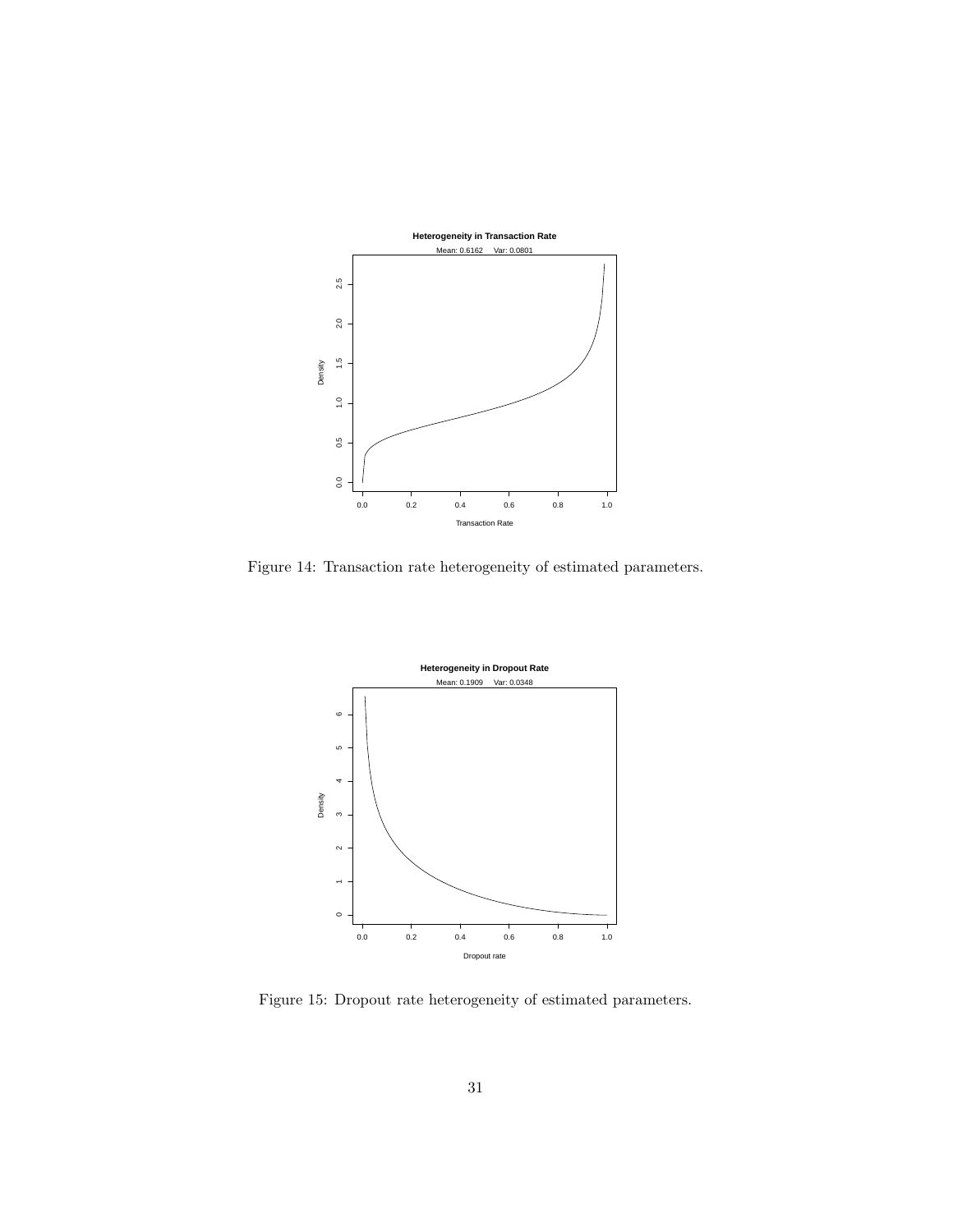Heterogeneity in Transaction Rate

Mean: 0.6162 Var: 0.0801

Density

0.0 0.5 1.0 1.5 2.0 2.5

0.0 0.2 0.4 0.6 0.8 1.0

Transaction Rate

Figure 14: Transaction rate heterogeneity of estimated parameters.

Heterogeneity in Dropout Rate

Mean: 0.1909 Var: 0.0348

Density

0 1 2 3 4 5 6

0.0 0.2 0.4 0.6 0.8 1.0

Dropout rate

Figure 15: Dropout rate heterogeneity of estimated parameters.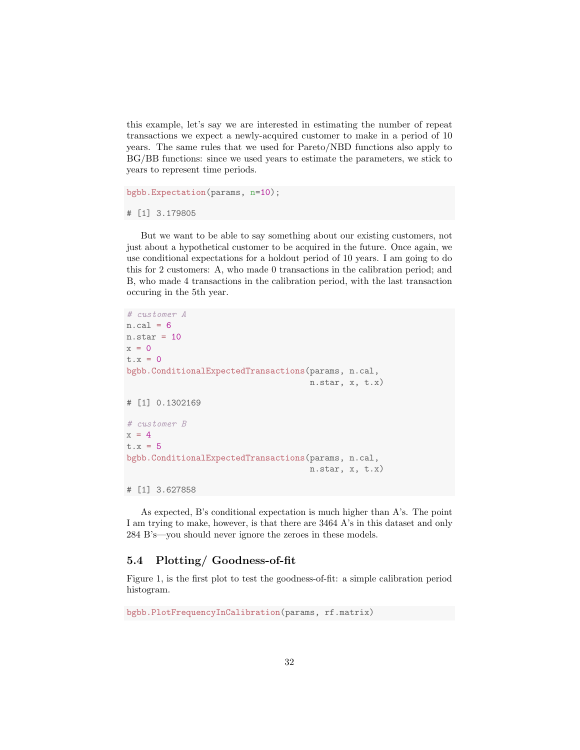this example, let's say we are interested in estimating the number of repeat transactions we expect a newly-acquired customer to make in a period of 10 years. The same rules that we used for Pareto/NBD functions also apply to BG/BB functions: since we used years to estimate the parameters, we stick to years to represent time periods.

```
bgbb.Expectation(params, n=10);

# [1] 3.179805
```

But we want to be able to say something about our existing customers, not just about a hypothetical customer to be acquired in the future. Once again, we use conditional expectations for a holdout period of 10 years. I am going to do this for 2 customers: A, who made 0 transactions in the calibration period; and B, who made 4 transactions in the calibration period, with the last transaction occuring in the 5th year.

```
# customer A
n.cal = 6
n.star = 10
x = 0
t.x = 0
bgbb.ConditionalExpectedTransactions(params, n.cal,
                                     n.star, x, t.x)

# [1] 0.1302169

# customer B
x = 4
t.x = 5
bgbb.ConditionalExpectedTransactions(params, n.cal,
                                     n.star, x, t.x)

# [1] 3.627858
```

As expected, B's conditional expectation is much higher than A's. The point I am trying to make, however, is that there are 3464 A's in this dataset and only 284 B's—you should never ignore the zeroes in these models.

### 5.4 Plotting/ Goodness-of-fit

Figure 1, is the first plot to test the goodness-of-fit: a simple calibration period histogram.

```
bgbb.PlotFrequencyInCalibration(params, rf.matrix)
```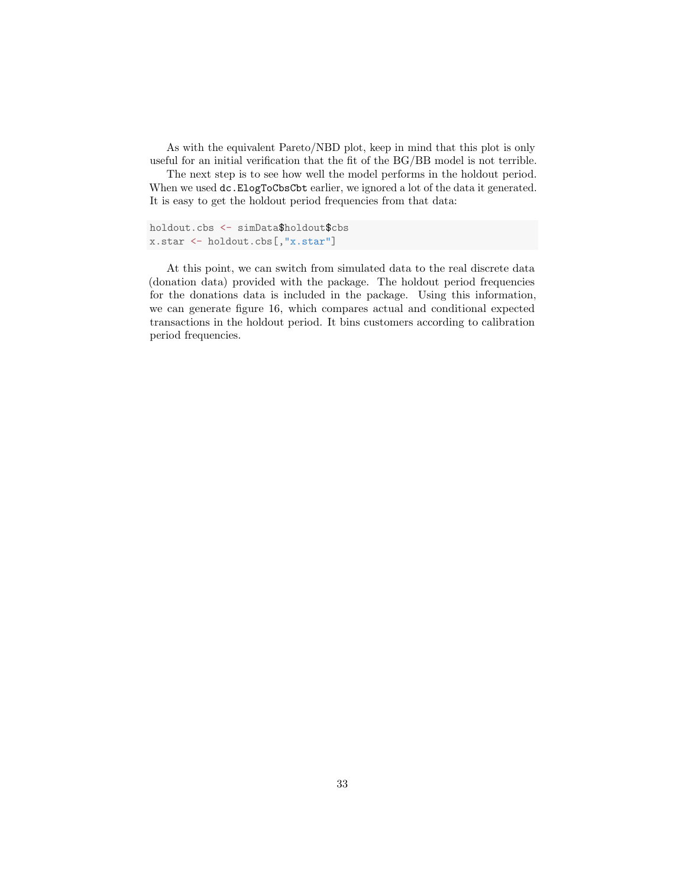As with the equivalent Pareto/NBD plot, keep in mind that this plot is only useful for an initial verification that the fit of the BG/BB model is not terrible.

The next step is to see how well the model performs in the holdout period. When we used `dc.ElogToCbsCbt` earlier, we ignored a lot of the data it generated. It is easy to get the holdout period frequencies from that data:

```
holdout.cbs <- simData$holdout$cbs
x.star <- holdout.cbs[,"x.star"]
```

At this point, we can switch from simulated data to the real discrete data (donation data) provided with the package. The holdout period frequencies for the donations data is included in the package. Using this information, we can generate figure 16, which compares actual and conditional expected transactions in the holdout period. It bins customers according to calibration period frequencies.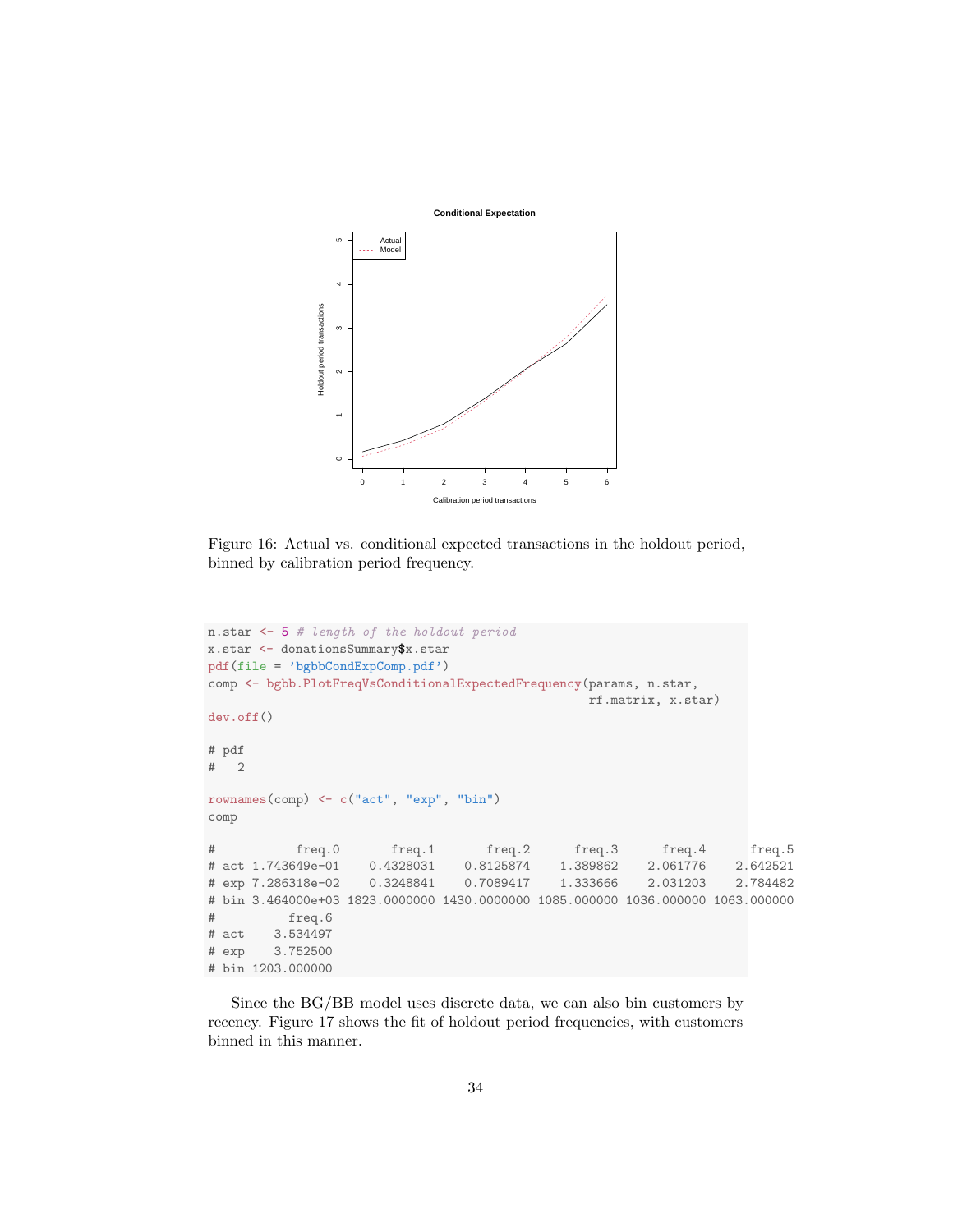Conditional Expectation

Actual
Model

Holdout period transactions

0
1
2
3
4
5

0 1 2 3 4 5 6

Calibration period transactions

Figure 16: Actual vs. conditional expected transactions in the holdout period, binned by calibration period frequency.

```
n.star <- 5 # length of the holdout period
x.star <- donationsSummary$x.star
pdf(file = 'bgbbCondExpComp.pdf')
comp <- bgbb.PlotFreqVsConditionalExpectedFrequency(params, n.star,
                                                    rf.matrix, x.star)
dev.off()

# pdf
#   2

rownames(comp) <- c("act", "exp", "bin")
comp

#           freq.0      freq.1      freq.2      freq.3      freq.4      freq.5
# act 1.743649e-01   0.4328031   0.8125874   1.389862    2.061776    2.642521
# exp 7.286318e-02   0.3248841   0.7089417   1.333666    2.031203    2.784482
# bin 3.464000e+03 1823.0000000 1430.0000000 1085.000000 1036.000000 1063.000000
#          freq.6
# act    3.534497
# exp    3.752500
# bin 1203.000000
```

Since the BG/BB model uses discrete data, we can also bin customers by recency. Figure 17 shows the fit of holdout period frequencies, with customers binned in this manner.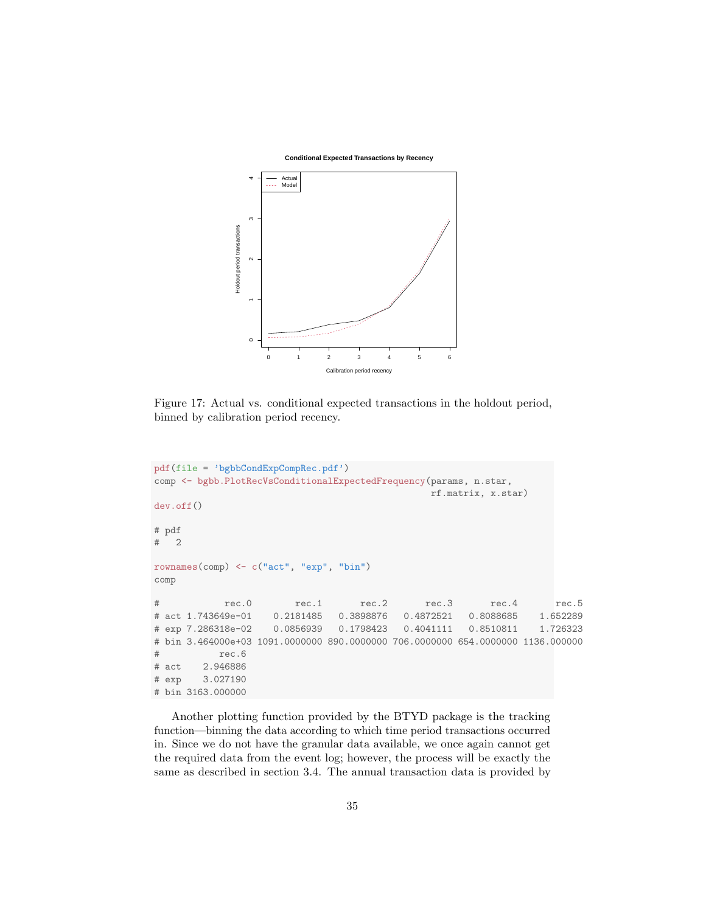Conditional Expected Transactions by Recency

Actual
Model

Holdout period transactions

0
1
2
3
4

Calibration period recency

0 1 2 3 4 5 6

Figure 17: Actual vs. conditional expected transactions in the holdout period, binned by calibration period recency.

```
pdf(file = 'bgbbCondExpCompRec.pdf')
comp <- bgbb.PlotRecVsConditionalExpectedFrequency(params, n.star,
                                                   rf.matrix, x.star)
dev.off()

# pdf
#   2

rownames(comp) <- c("act", "exp", "bin")
comp

#            rec.0        rec.1       rec.2       rec.3       rec.4       rec.5
# act 1.743649e-01    0.2181485   0.3898876   0.4872521   0.8088685    1.652289
# exp 7.286318e-02    0.0856939   0.1798423   0.4041111   0.8510811    1.726323
# bin 3.464000e+03 1091.0000000 890.0000000 706.0000000 654.0000000 1136.000000
#           rec.6
# act    2.946886
# exp    3.027190
# bin 3163.000000
```

Another plotting function provided by the BTYD package is the tracking function—binning the data according to which time period transactions occurred in. Since we do not have the granular data available, we once again cannot get the required data from the event log; however, the process will be exactly the same as described in section 3.4. The annual transaction data is provided by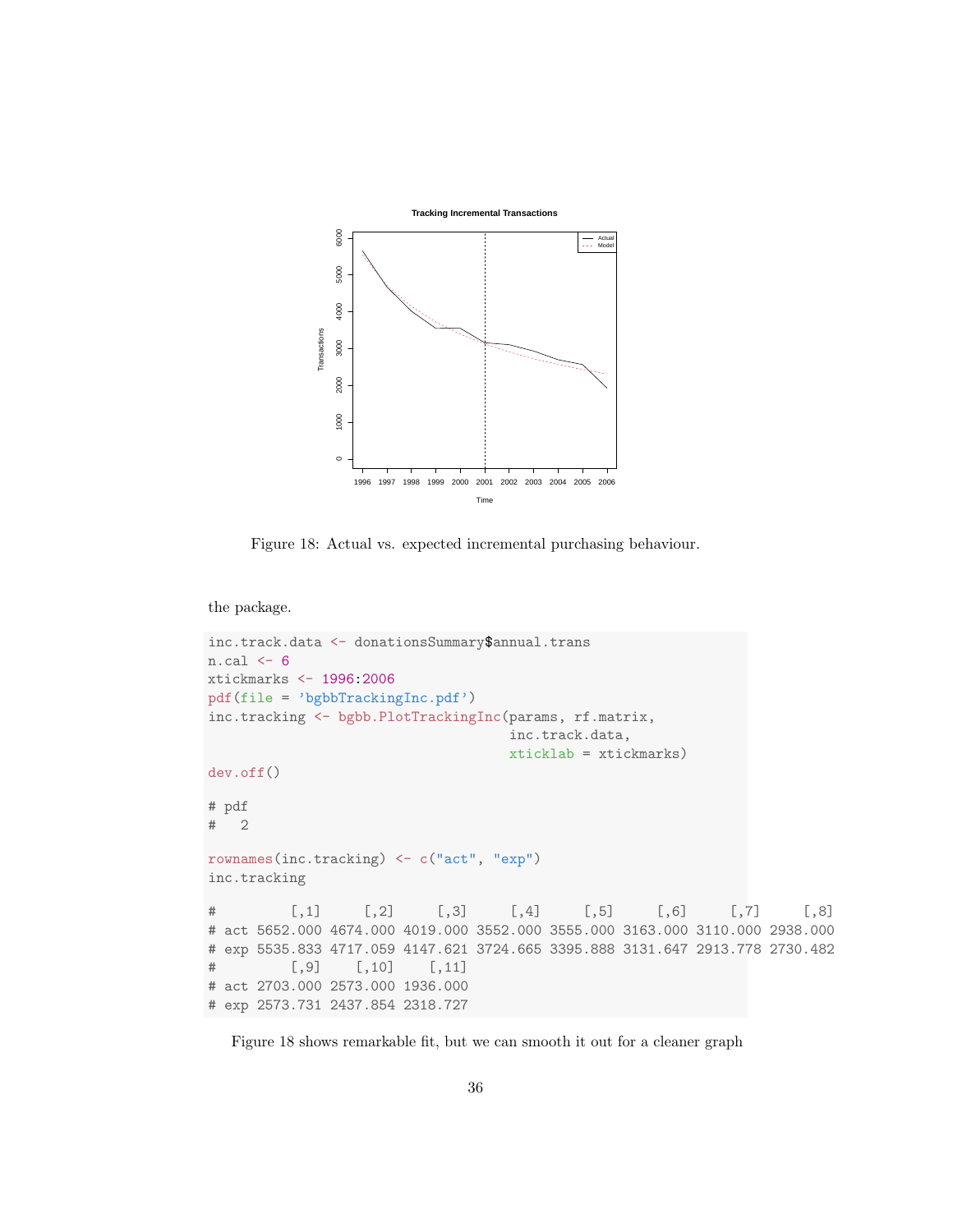Tracking Incremental Transactions

Transactions

Time

Actual
Model

0
1000
2000
3000
4000
5000
6000

1996 1997 1998 1999 2000 2001 2002 2003 2004 2005 2006

Figure 18: Actual vs. expected incremental purchasing behaviour.

the package.

```
inc.track.data <- donationsSummary$annual.trans
n.cal <- 6
xtickmarks <- 1996:2006
pdf(file = 'bgbbTrackingInc.pdf')
inc.tracking <- bgbb.PlotTrackingInc(params, rf.matrix,
                                     inc.track.data,
                                     xticklab = xtickmarks)
dev.off()

# pdf
#   2

rownames(inc.tracking) <- c("act", "exp")
inc.tracking

#         [,1]     [,2]     [,3]     [,4]     [,5]     [,6]     [,7]     [,8]
# act 5652.000 4674.000 4019.000 3552.000 3555.000 3163.000 3110.000 2938.000
# exp 5535.833 4717.059 4147.621 3724.665 3395.888 3131.647 2913.778 2730.482
#         [,9]    [,10]    [,11]
# act 2703.000 2573.000 1936.000
# exp 2573.731 2437.854 2318.727
```

Figure 18 shows remarkable fit, but we can smooth it out for a cleaner graph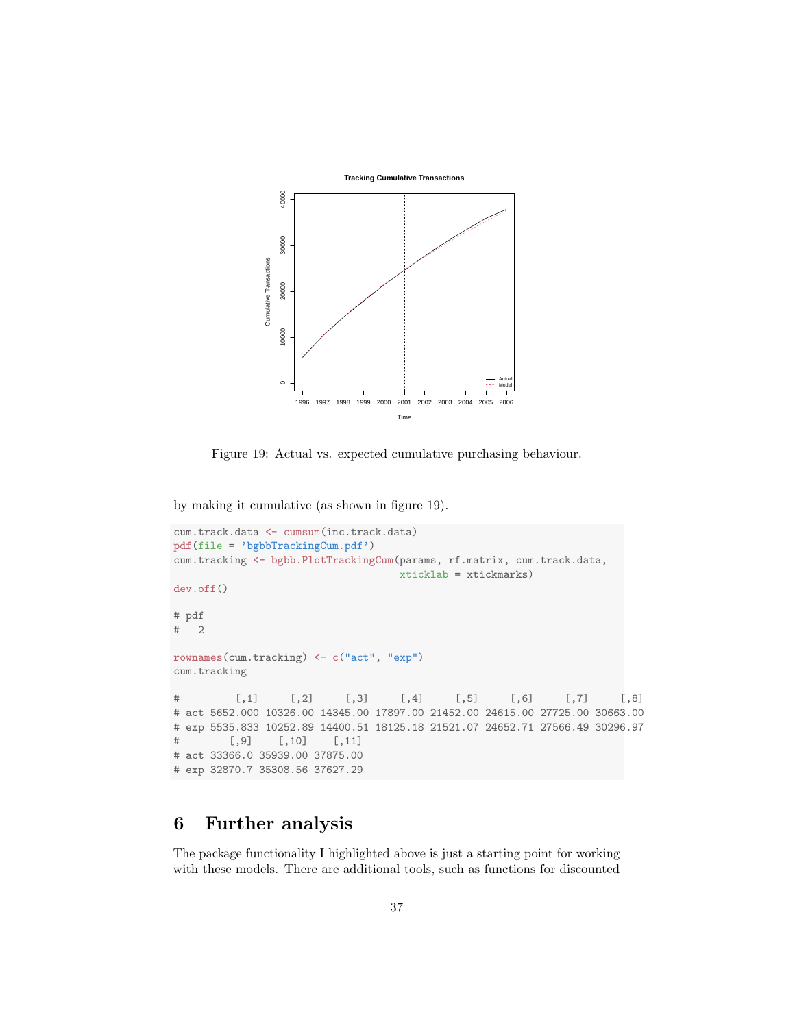Figure 19: Actual vs. expected cumulative purchasing behaviour.

by making it cumulative (as shown in figure 19).

```
cum.track.data <- cumsum(inc.track.data)
pdf(file = 'bgbbTrackingCum.pdf')
cum.tracking <- bgbb.PlotTrackingCum(params, rf.matrix, cum.track.data,
                                     xticklab = xtickmarks)
dev.off()

# pdf
#   2

rownames(cum.tracking) <- c("act", "exp")
cum.tracking

#         [,1]     [,2]     [,3]     [,4]     [,5]     [,6]     [,7]     [,8]
# act 5652.000 10326.00 14345.00 17897.00 21452.00 24615.00 27725.00 30663.00
# exp 5535.833 10252.89 14400.51 18125.18 21521.07 24652.71 27566.49 30296.97
#        [,9]    [,10]    [,11]
# act 33366.0 35939.00 37875.00
# exp 32870.7 35308.56 37627.29
```

## 6 Further analysis

The package functionality I highlighted above is just a starting point for working with these models. There are additional tools, such as functions for discounted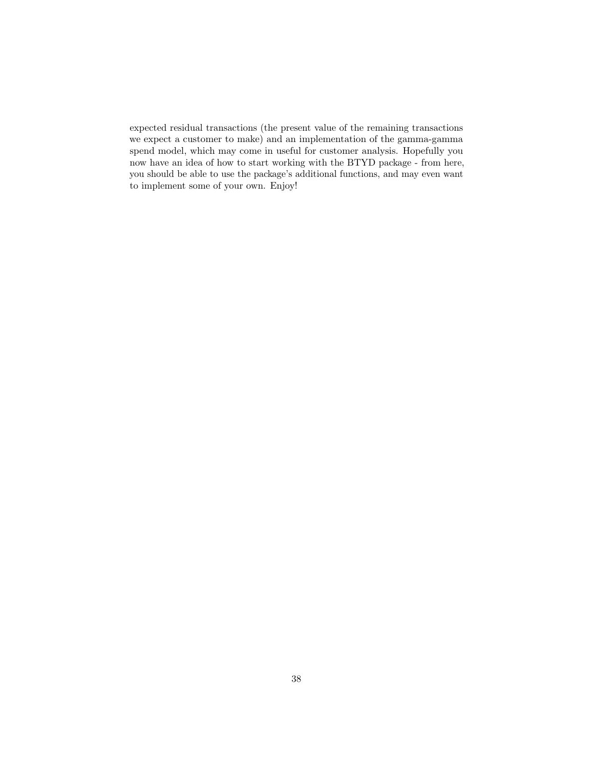expected residual transactions (the present value of the remaining transactions we expect a customer to make) and an implementation of the gamma-gamma spend model, which may come in useful for customer analysis. Hopefully you now have an idea of how to start working with the BTYD package - from here, you should be able to use the package's additional functions, and may even want to implement some of your own. Enjoy!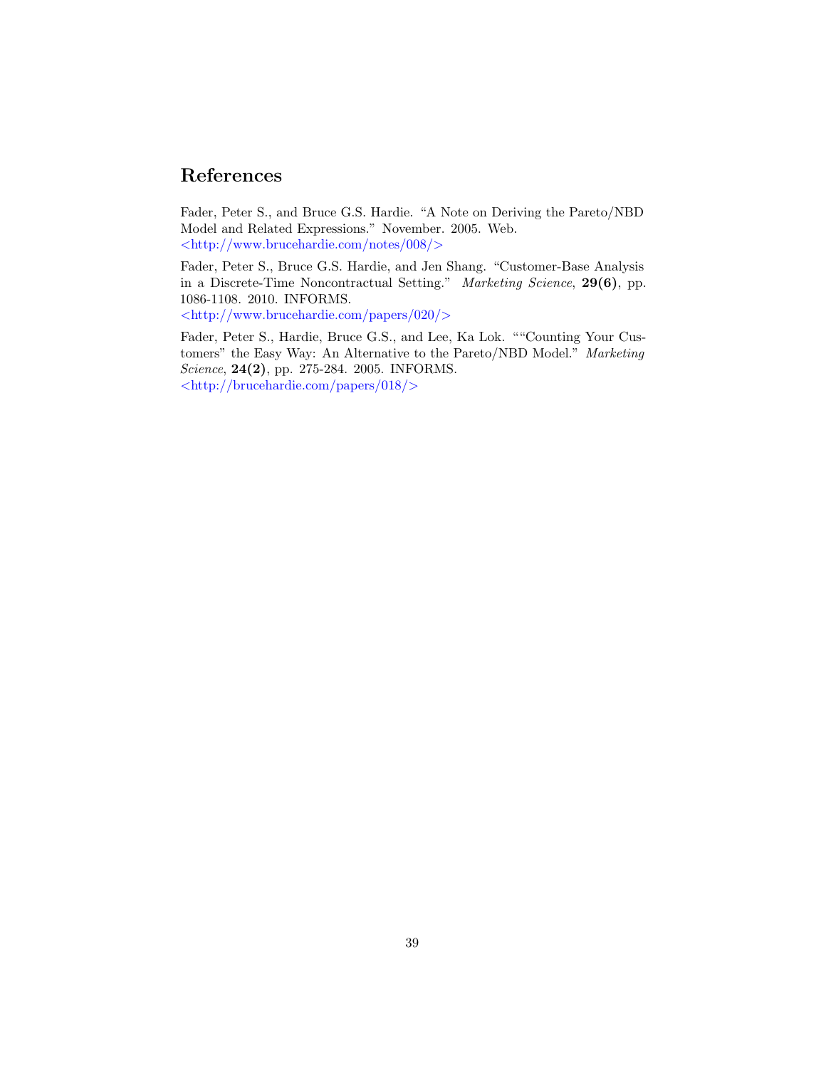## References

Fader, Peter S., and Bruce G.S. Hardie. "A Note on Deriving the Pareto/NBD Model and Related Expressions." November. 2005. Web.
<http://www.brucehardie.com/notes/008/>

Fader, Peter S., Bruce G.S. Hardie, and Jen Shang. "Customer-Base Analysis in a Discrete-Time Noncontractual Setting." *Marketing Science*, **29(6)**, pp. 1086-1108. 2010. INFORMS.
<http://www.brucehardie.com/papers/020/>

Fader, Peter S., Hardie, Bruce G.S., and Lee, Ka Lok. ""Counting Your Customers" the Easy Way: An Alternative to the Pareto/NBD Model." *Marketing Science*, **24(2)**, pp. 275-284. 2005. INFORMS.
<http://brucehardie.com/papers/018/>